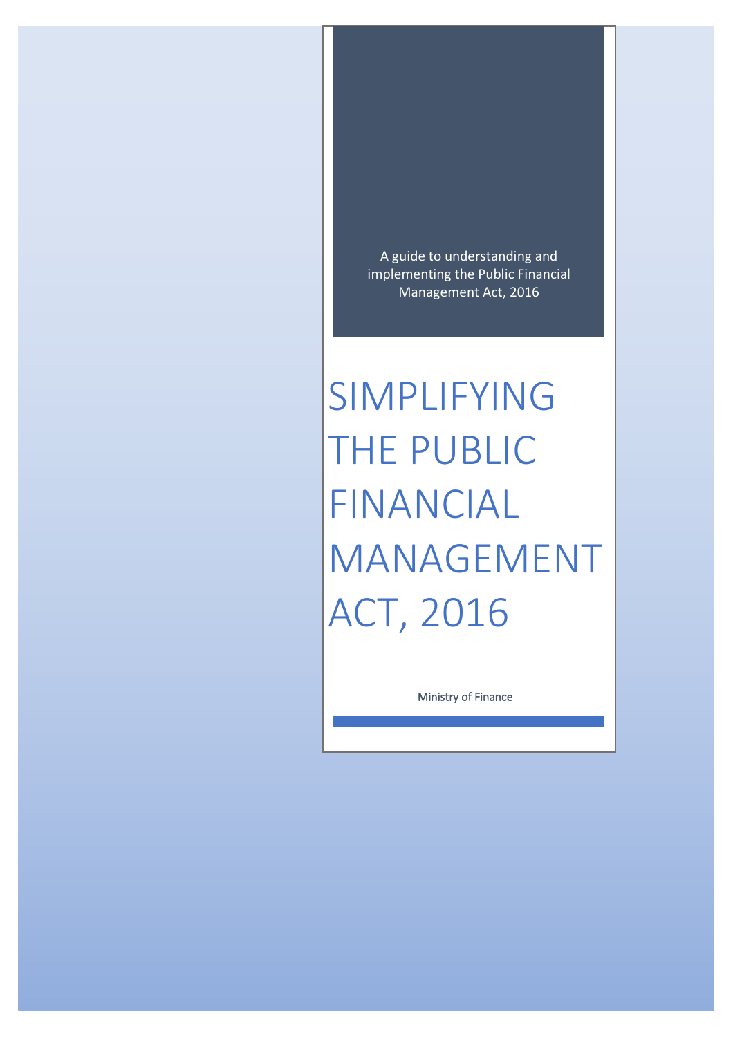A guide to understanding and implementing the Public Financial Management Act, 2016

# SIMPLIFYING THE PUBLIC FINANCIAL MANAGEMENT ACT, 2016

Ministry of Finance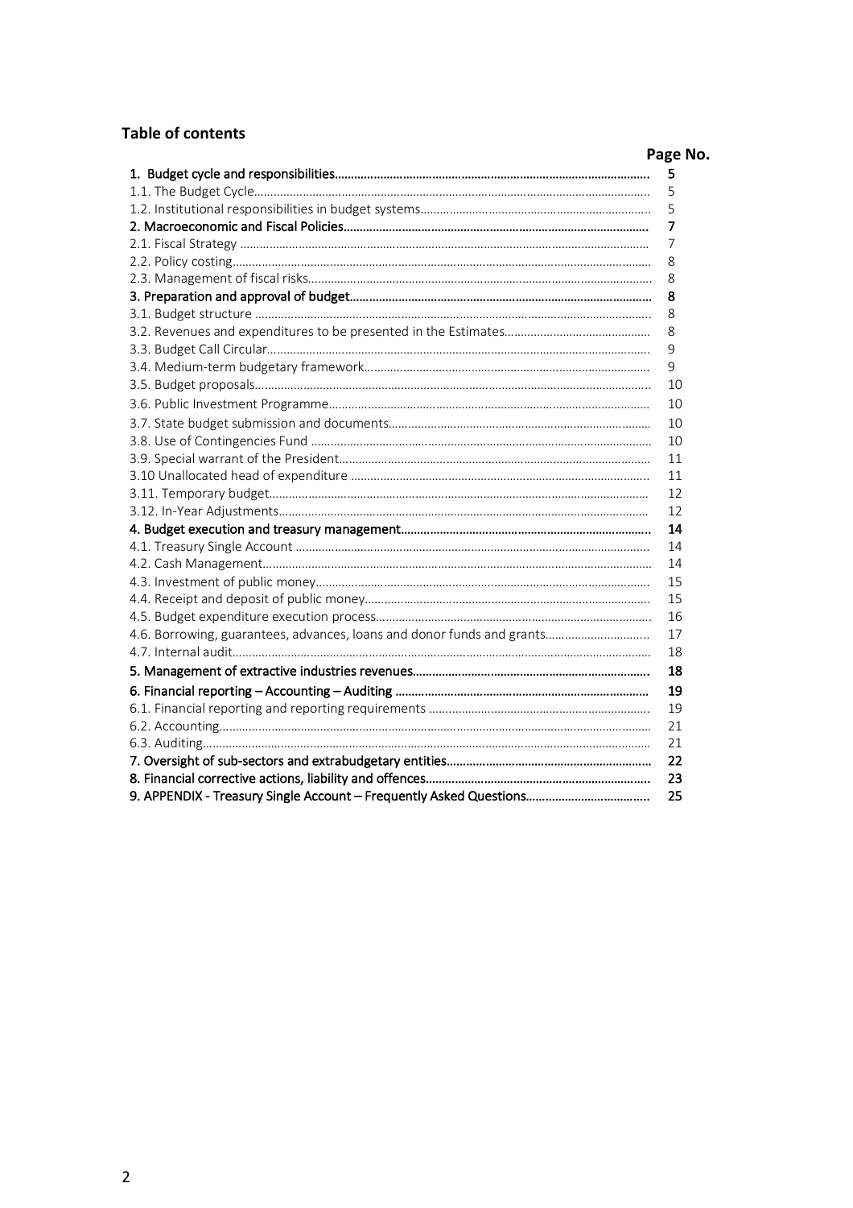## Table of contents

| | Page No. |
|---|---|
| **1. Budget cycle and responsibilities** | **5** |
| 1.1. The Budget Cycle | 5 |
| 1.2. Institutional responsibilities in budget systems | 5 |
| **2. Macroeconomic and Fiscal Policies** | **7** |
| 2.1. Fiscal Strategy | 7 |
| 2.2. Policy costing | 8 |
| 2.3. Management of fiscal risks | 8 |
| **3. Preparation and approval of budget** | **8** |
| 3.1. Budget structure | 8 |
| 3.2. Revenues and expenditures to be presented in the Estimates | 8 |
| 3.3. Budget Call Circular | 9 |
| 3.4. Medium-term budgetary framework | 9 |
| 3.5. Budget proposals | 10 |
| 3.6. Public Investment Programme | 10 |
| 3.7. State budget submission and documents | 10 |
| 3.8. Use of Contingencies Fund | 10 |
| 3.9. Special warrant of the President | 11 |
| 3.10 Unallocated head of expenditure | 11 |
| 3.11. Temporary budget | 12 |
| 3.12. In-Year Adjustments | 12 |
| **4. Budget execution and treasury management** | **14** |
| 4.1. Treasury Single Account | 14 |
| 4.2. Cash Management | 14 |
| 4.3. Investment of public money | 15 |
| 4.4. Receipt and deposit of public money | 15 |
| 4.5. Budget expenditure execution process | 16 |
| 4.6. Borrowing, guarantees, advances, loans and donor funds and grants | 17 |
| 4.7. Internal audit | 18 |
| **5. Management of extractive industries revenues** | **18** |
| **6. Financial reporting – Accounting – Auditing** | **19** |
| 6.1. Financial reporting and reporting requirements | 19 |
| 6.2. Accounting | 21 |
| 6.3. Auditing | 21 |
| **7. Oversight of sub-sectors and extrabudgetary entities** | **22** |
| **8. Financial corrective actions, liability and offences** | **23** |
| **9. APPENDIX - Treasury Single Account – Frequently Asked Questions** | **25** |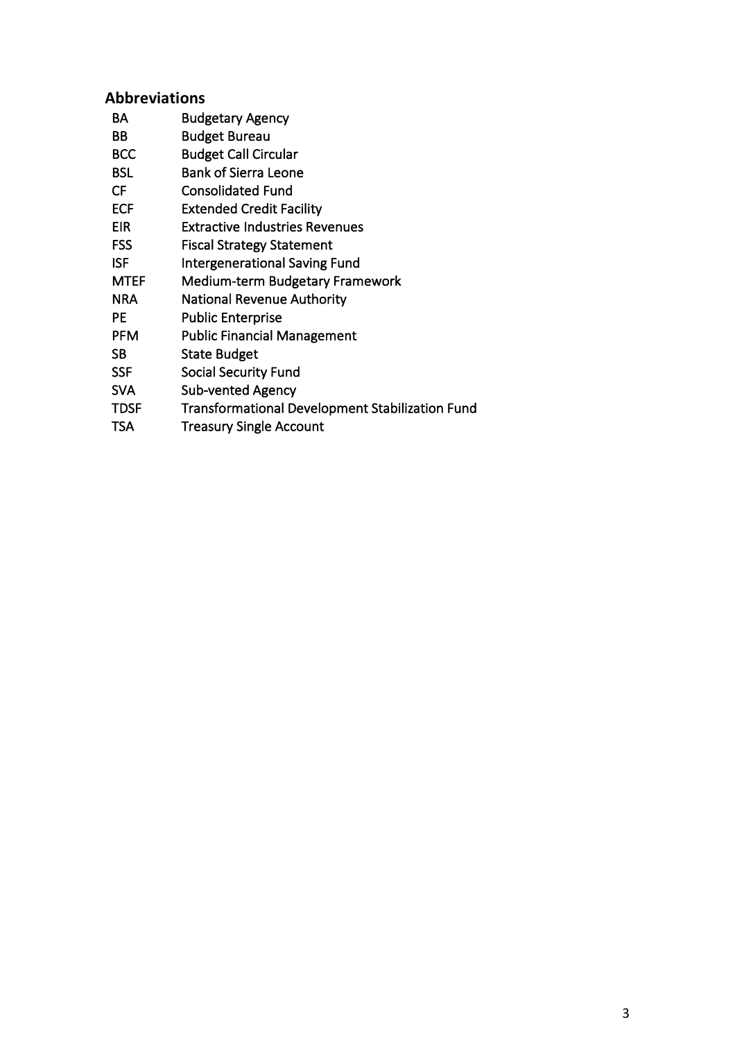## Abbreviations

| | |
|---|---|
| BA | Budgetary Agency |
| BB | Budget Bureau |
| BCC | Budget Call Circular |
| BSL | Bank of Sierra Leone |
| CF | Consolidated Fund |
| ECF | Extended Credit Facility |
| EIR | Extractive Industries Revenues |
| FSS | Fiscal Strategy Statement |
| ISF | Intergenerational Saving Fund |
| MTEF | Medium-term Budgetary Framework |
| NRA | National Revenue Authority |
| PE | Public Enterprise |
| PFM | Public Financial Management |
| SB | State Budget |
| SSF | Social Security Fund |
| SVA | Sub-vented Agency |
| TDSF | Transformational Development Stabilization Fund |
| TSA | Treasury Single Account |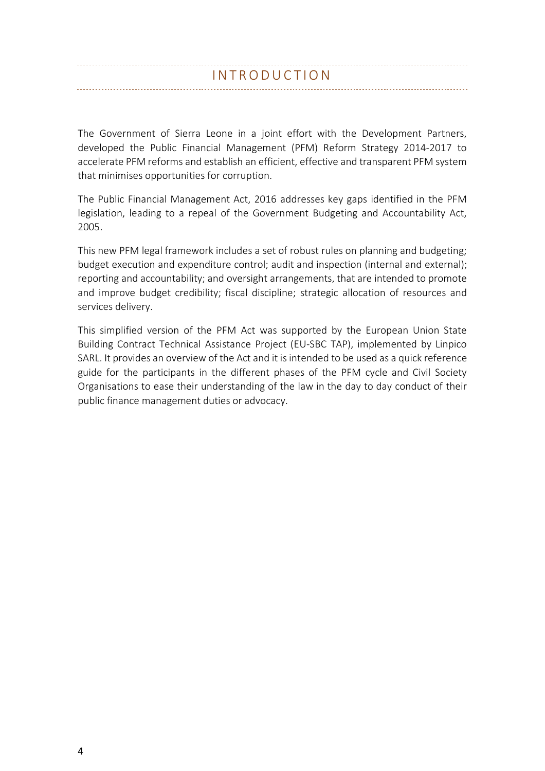# INTRODUCTION

The Government of Sierra Leone in a joint effort with the Development Partners, developed the Public Financial Management (PFM) Reform Strategy 2014-2017 to accelerate PFM reforms and establish an efficient, effective and transparent PFM system that minimises opportunities for corruption.

The Public Financial Management Act, 2016 addresses key gaps identified in the PFM legislation, leading to a repeal of the Government Budgeting and Accountability Act, 2005.

This new PFM legal framework includes a set of robust rules on planning and budgeting; budget execution and expenditure control; audit and inspection (internal and external); reporting and accountability; and oversight arrangements, that are intended to promote and improve budget credibility; fiscal discipline; strategic allocation of resources and services delivery.

This simplified version of the PFM Act was supported by the European Union State Building Contract Technical Assistance Project (EU-SBC TAP), implemented by Linpico SARL. It provides an overview of the Act and it is intended to be used as a quick reference guide for the participants in the different phases of the PFM cycle and Civil Society Organisations to ease their understanding of the law in the day to day conduct of their public finance management duties or advocacy.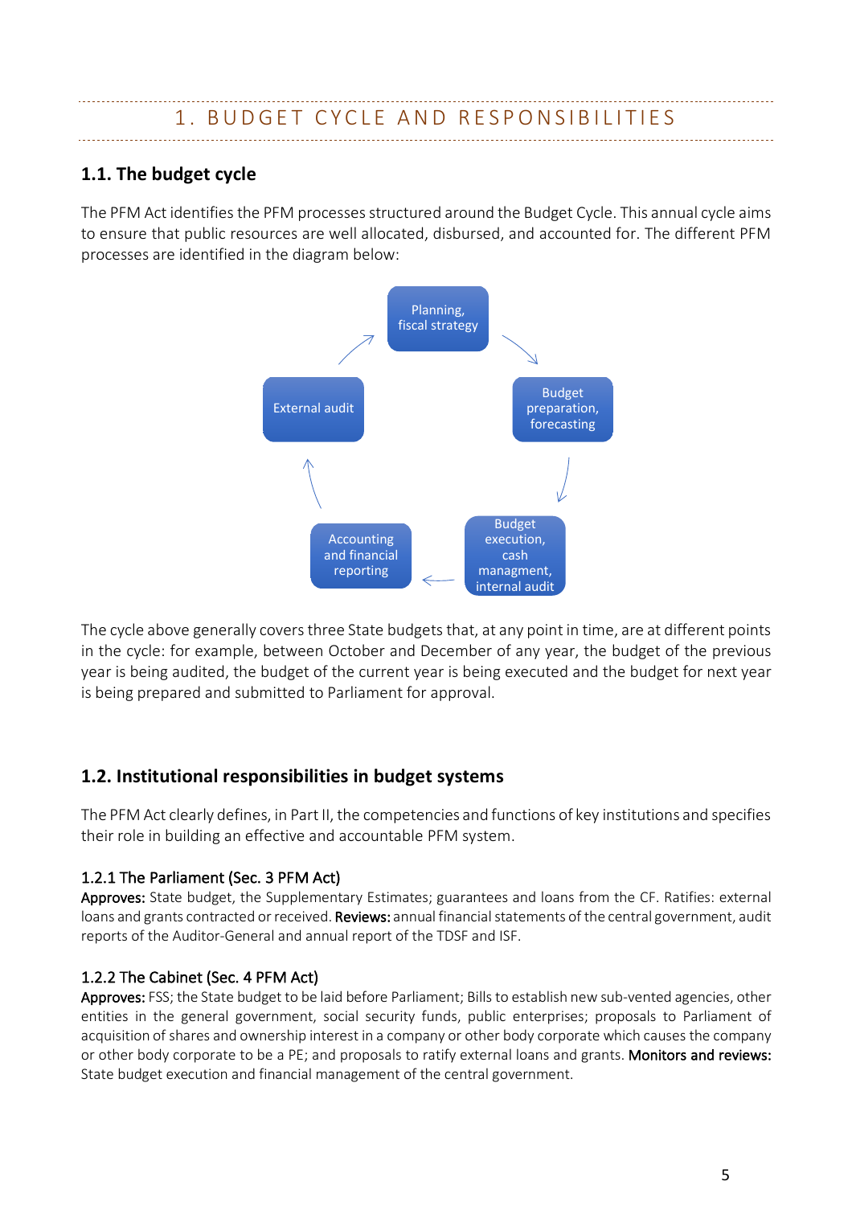# 1. BUDGET CYCLE AND RESPONSIBILITIES

## 1.1. The budget cycle

The PFM Act identifies the PFM processes structured around the Budget Cycle. This annual cycle aims to ensure that public resources are well allocated, disbursed, and accounted for. The different PFM processes are identified in the diagram below:

Planning, fiscal strategy → Budget preparation, forecasting → Budget execution, cash managment, internal audit → Accounting and financial reporting → External audit → Planning, fiscal strategy

The cycle above generally covers three State budgets that, at any point in time, are at different points in the cycle: for example, between October and December of any year, the budget of the previous year is being audited, the budget of the current year is being executed and the budget for next year is being prepared and submitted to Parliament for approval.

## 1.2. Institutional responsibilities in budget systems

The PFM Act clearly defines, in Part II, the competencies and functions of key institutions and specifies their role in building an effective and accountable PFM system.

### 1.2.1 The Parliament (Sec. 3 PFM Act)

**Approves:** State budget, the Supplementary Estimates; guarantees and loans from the CF. Ratifies: external loans and grants contracted or received. **Reviews:** annual financial statements of the central government, audit reports of the Auditor-General and annual report of the TDSF and ISF.

### 1.2.2 The Cabinet (Sec. 4 PFM Act)

**Approves:** FSS; the State budget to be laid before Parliament; Bills to establish new sub-vented agencies, other entities in the general government, social security funds, public enterprises; proposals to Parliament of acquisition of shares and ownership interest in a company or other body corporate which causes the company or other body corporate to be a PE; and proposals to ratify external loans and grants. **Monitors and reviews:** State budget execution and financial management of the central government.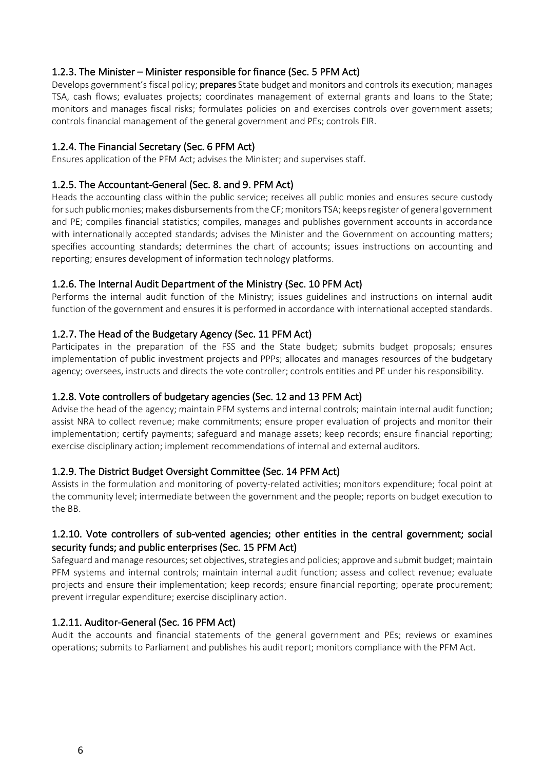### 1.2.3. The Minister – Minister responsible for finance (Sec. 5 PFM Act)

Develops government's fiscal policy; **prepares** State budget and monitors and controls its execution; manages TSA, cash flows; evaluates projects; coordinates management of external grants and loans to the State; monitors and manages fiscal risks; formulates policies on and exercises controls over government assets; controls financial management of the general government and PEs; controls EIR.

### 1.2.4. The Financial Secretary (Sec. 6 PFM Act)

Ensures application of the PFM Act; advises the Minister; and supervises staff.

### 1.2.5. The Accountant-General (Sec. 8. and 9. PFM Act)

Heads the accounting class within the public service; receives all public monies and ensures secure custody for such public monies; makes disbursements from the CF; monitors TSA; keeps register of general government and PE; compiles financial statistics; compiles, manages and publishes government accounts in accordance with internationally accepted standards; advises the Minister and the Government on accounting matters; specifies accounting standards; determines the chart of accounts; issues instructions on accounting and reporting; ensures development of information technology platforms.

### 1.2.6. The Internal Audit Department of the Ministry (Sec. 10 PFM Act)

Performs the internal audit function of the Ministry; issues guidelines and instructions on internal audit function of the government and ensures it is performed in accordance with international accepted standards.

### 1.2.7. The Head of the Budgetary Agency (Sec. 11 PFM Act)

Participates in the preparation of the FSS and the State budget; submits budget proposals; ensures implementation of public investment projects and PPPs; allocates and manages resources of the budgetary agency; oversees, instructs and directs the vote controller; controls entities and PE under his responsibility.

### 1.2.8. Vote controllers of budgetary agencies (Sec. 12 and 13 PFM Act)

Advise the head of the agency; maintain PFM systems and internal controls; maintain internal audit function; assist NRA to collect revenue; make commitments; ensure proper evaluation of projects and monitor their implementation; certify payments; safeguard and manage assets; keep records; ensure financial reporting; exercise disciplinary action; implement recommendations of internal and external auditors.

### 1.2.9. The District Budget Oversight Committee (Sec. 14 PFM Act)

Assists in the formulation and monitoring of poverty-related activities; monitors expenditure; focal point at the community level; intermediate between the government and the people; reports on budget execution to the BB.

### 1.2.10. Vote controllers of sub-vented agencies; other entities in the central government; social security funds; and public enterprises (Sec. 15 PFM Act)

Safeguard and manage resources; set objectives, strategies and policies; approve and submit budget; maintain PFM systems and internal controls; maintain internal audit function; assess and collect revenue; evaluate projects and ensure their implementation; keep records; ensure financial reporting; operate procurement; prevent irregular expenditure; exercise disciplinary action.

### 1.2.11. Auditor-General (Sec. 16 PFM Act)

Audit the accounts and financial statements of the general government and PEs; reviews or examines operations; submits to Parliament and publishes his audit report; monitors compliance with the PFM Act.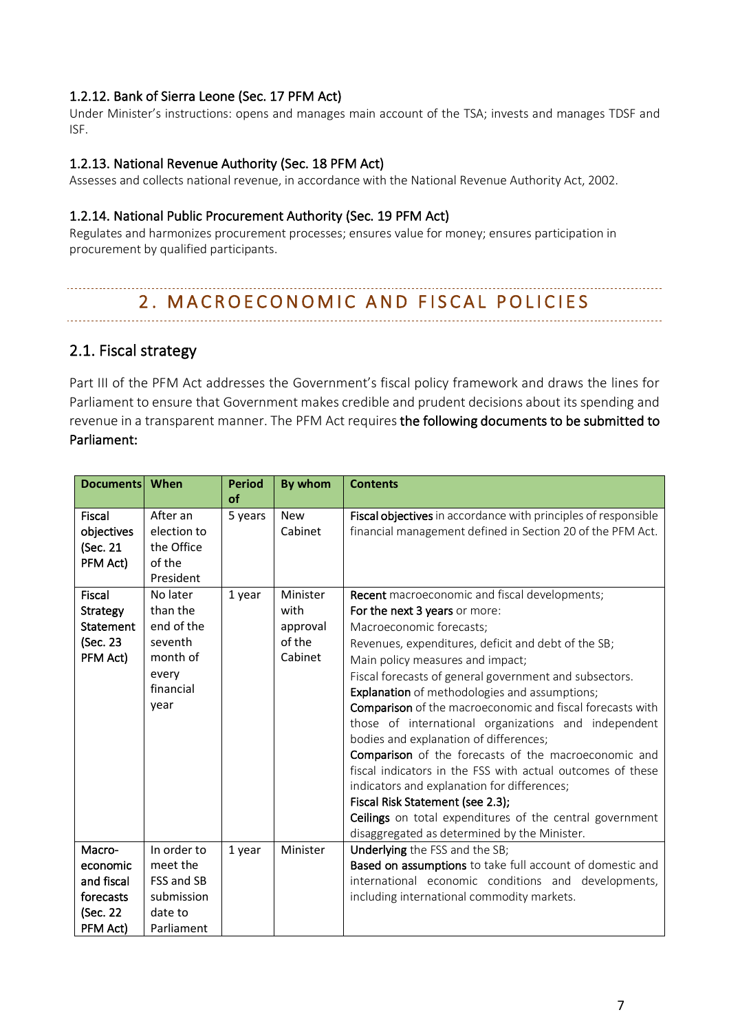### 1.2.12. Bank of Sierra Leone (Sec. 17 PFM Act)

Under Minister's instructions: opens and manages main account of the TSA; invests and manages TDSF and ISF.

### 1.2.13. National Revenue Authority (Sec. 18 PFM Act)

Assesses and collects national revenue, in accordance with the National Revenue Authority Act, 2002.

### 1.2.14. National Public Procurement Authority (Sec. 19 PFM Act)

Regulates and harmonizes procurement processes; ensures value for money; ensures participation in procurement by qualified participants.

# 2. MACROECONOMIC AND FISCAL POLICIES

## 2.1. Fiscal strategy

Part III of the PFM Act addresses the Government's fiscal policy framework and draws the lines for Parliament to ensure that Government makes credible and prudent decisions about its spending and revenue in a transparent manner. The PFM Act requires **the following documents to be submitted to Parliament:**

| Documents | When | Period of | By whom | Contents |
|---|---|---|---|---|
| Fiscal objectives (Sec. 21 PFM Act) | After an election to the Office of the President | 5 years | New Cabinet | **Fiscal objectives** in accordance with principles of responsible financial management defined in Section 20 of the PFM Act. |
| Fiscal Strategy Statement (Sec. 23 PFM Act) | No later than the end of the seventh month of every financial year | 1 year | Minister with approval of the Cabinet | **Recent** macroeconomic and fiscal developments;<br>**For the next 3 years** or more:<br>Macroeconomic forecasts;<br>Revenues, expenditures, deficit and debt of the SB;<br>Main policy measures and impact;<br>Fiscal forecasts of general government and subsectors.<br>**Explanation** of methodologies and assumptions;<br>**Comparison** of the macroeconomic and fiscal forecasts with those of international organizations and independent bodies and explanation of differences;<br>**Comparison** of the forecasts of the macroeconomic and fiscal indicators in the FSS with actual outcomes of these indicators and explanation for differences;<br>**Fiscal Risk Statement (see 2.3);**<br>**Ceilings** on total expenditures of the central government disaggregated as determined by the Minister. |
| Macro-economic and fiscal forecasts (Sec. 22 PFM Act) | In order to meet the FSS and SB submission date to Parliament | 1 year | Minister | **Underlying** the FSS and the SB;<br>**Based on assumptions** to take full account of domestic and international economic conditions and developments, including international commodity markets. |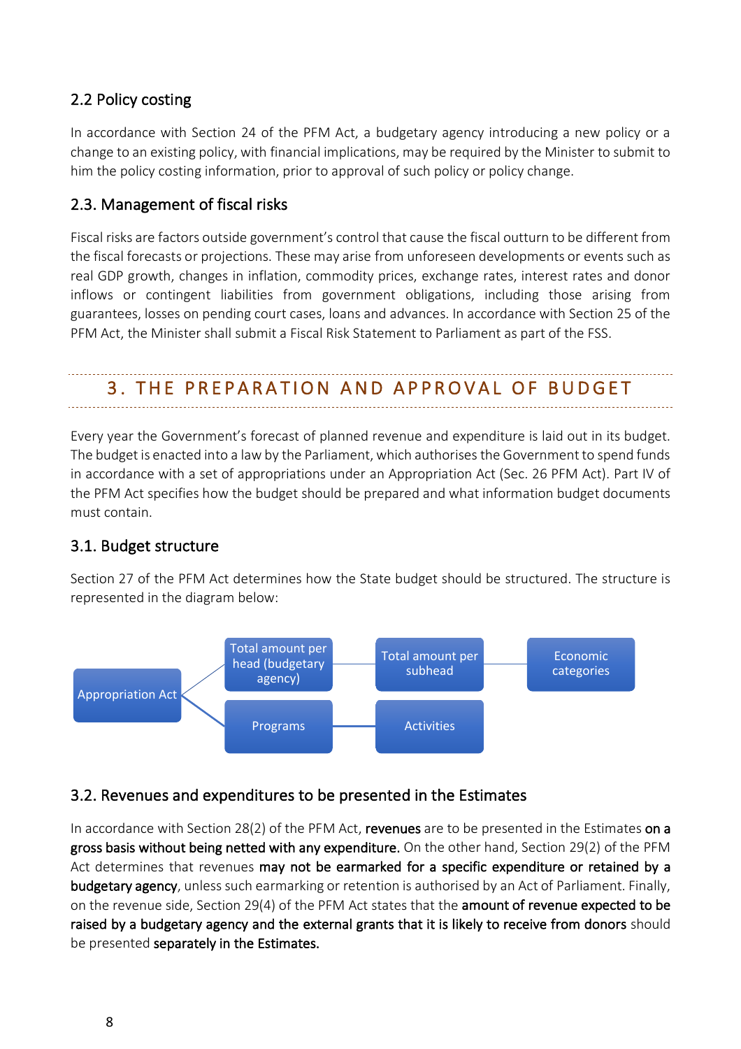## 2.2 Policy costing

In accordance with Section 24 of the PFM Act, a budgetary agency introducing a new policy or a change to an existing policy, with financial implications, may be required by the Minister to submit to him the policy costing information, prior to approval of such policy or policy change.

## 2.3. Management of fiscal risks

Fiscal risks are factors outside government's control that cause the fiscal outturn to be different from the fiscal forecasts or projections. These may arise from unforeseen developments or events such as real GDP growth, changes in inflation, commodity prices, exchange rates, interest rates and donor inflows or contingent liabilities from government obligations, including those arising from guarantees, losses on pending court cases, loans and advances. In accordance with Section 25 of the PFM Act, the Minister shall submit a Fiscal Risk Statement to Parliament as part of the FSS.

# 3. THE PREPARATION AND APPROVAL OF BUDGET

Every year the Government's forecast of planned revenue and expenditure is laid out in its budget. The budget is enacted into a law by the Parliament, which authorises the Government to spend funds in accordance with a set of appropriations under an Appropriation Act (Sec. 26 PFM Act). Part IV of the PFM Act specifies how the budget should be prepared and what information budget documents must contain.

## 3.1. Budget structure

Section 27 of the PFM Act determines how the State budget should be structured. The structure is represented in the diagram below:

- Appropriation Act
  - Total amount per head (budgetary agency) → Total amount per subhead → Economic categories
  - Programs → Activities

## 3.2. Revenues and expenditures to be presented in the Estimates

In accordance with Section 28(2) of the PFM Act, **revenues** are to be presented in the Estimates **on a gross basis without being netted with any expenditure.** On the other hand, Section 29(2) of the PFM Act determines that revenues **may not be earmarked for a specific expenditure or retained by a budgetary agency**, unless such earmarking or retention is authorised by an Act of Parliament. Finally, on the revenue side, Section 29(4) of the PFM Act states that the **amount of revenue expected to be raised by a budgetary agency and the external grants that it is likely to receive from donors** should be presented **separately in the Estimates.**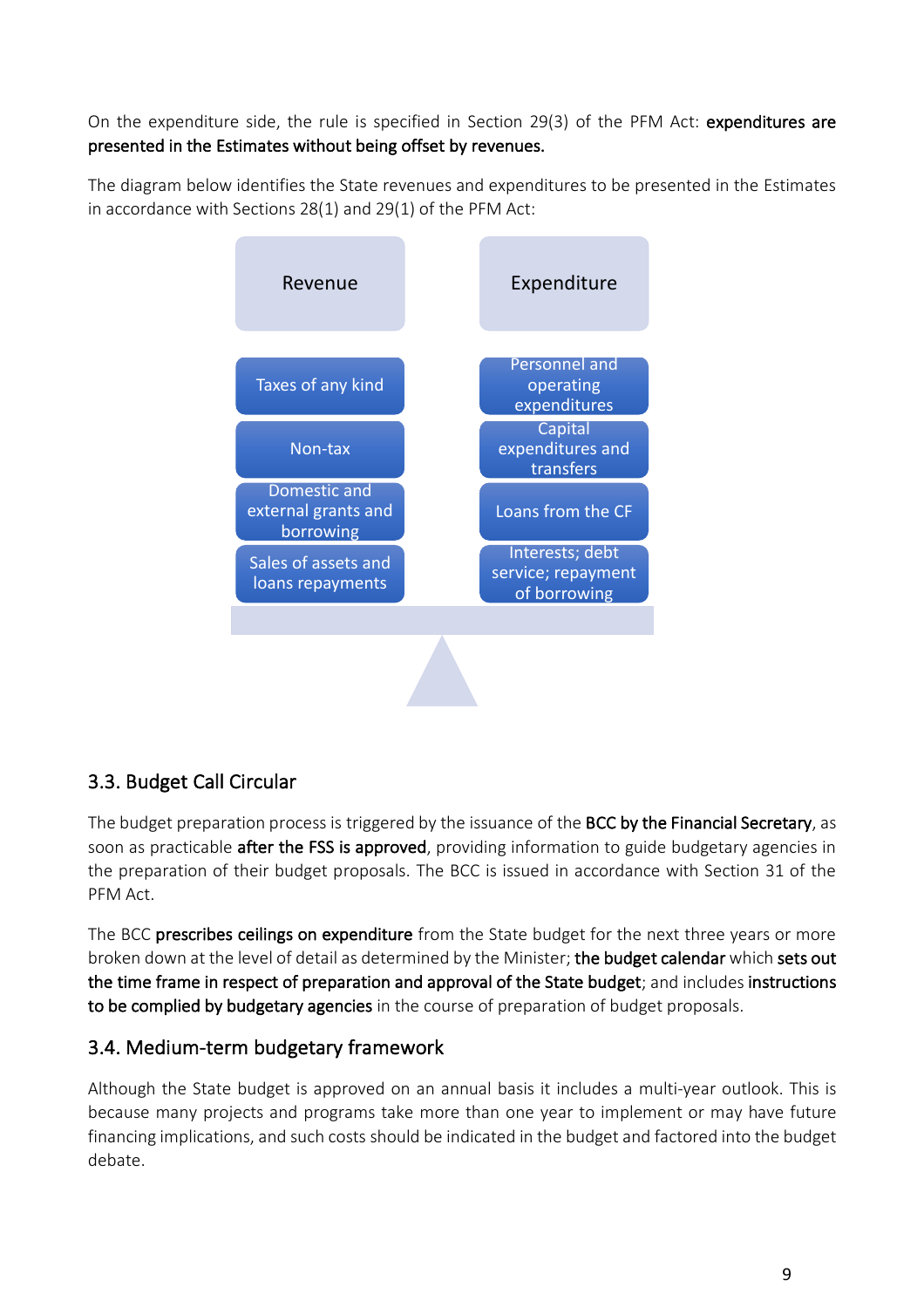On the expenditure side, the rule is specified in Section 29(3) of the PFM Act: **expenditures are presented in the Estimates without being offset by revenues.**

The diagram below identifies the State revenues and expenditures to be presented in the Estimates in accordance with Sections 28(1) and 29(1) of the PFM Act:

| Revenue | Expenditure |
|---|---|
| Taxes of any kind | Personnel and operating expenditures |
| Non-tax | Capital expenditures and transfers |
| Domestic and external grants and borrowing | Loans from the CF |
| Sales of assets and loans repayments | Interests; debt service; repayment of borrowing |

## 3.3. Budget Call Circular

The budget preparation process is triggered by the issuance of the **BCC by the Financial Secretary**, as soon as practicable **after the FSS is approved**, providing information to guide budgetary agencies in the preparation of their budget proposals. The BCC is issued in accordance with Section 31 of the PFM Act.

The BCC **prescribes ceilings on expenditure** from the State budget for the next three years or more broken down at the level of detail as determined by the Minister; **the budget calendar** which **sets out the time frame in respect of preparation and approval of the State budget**; and includes **instructions to be complied by budgetary agencies** in the course of preparation of budget proposals.

## 3.4. Medium-term budgetary framework

Although the State budget is approved on an annual basis it includes a multi-year outlook. This is because many projects and programs take more than one year to implement or may have future financing implications, and such costs should be indicated in the budget and factored into the budget debate.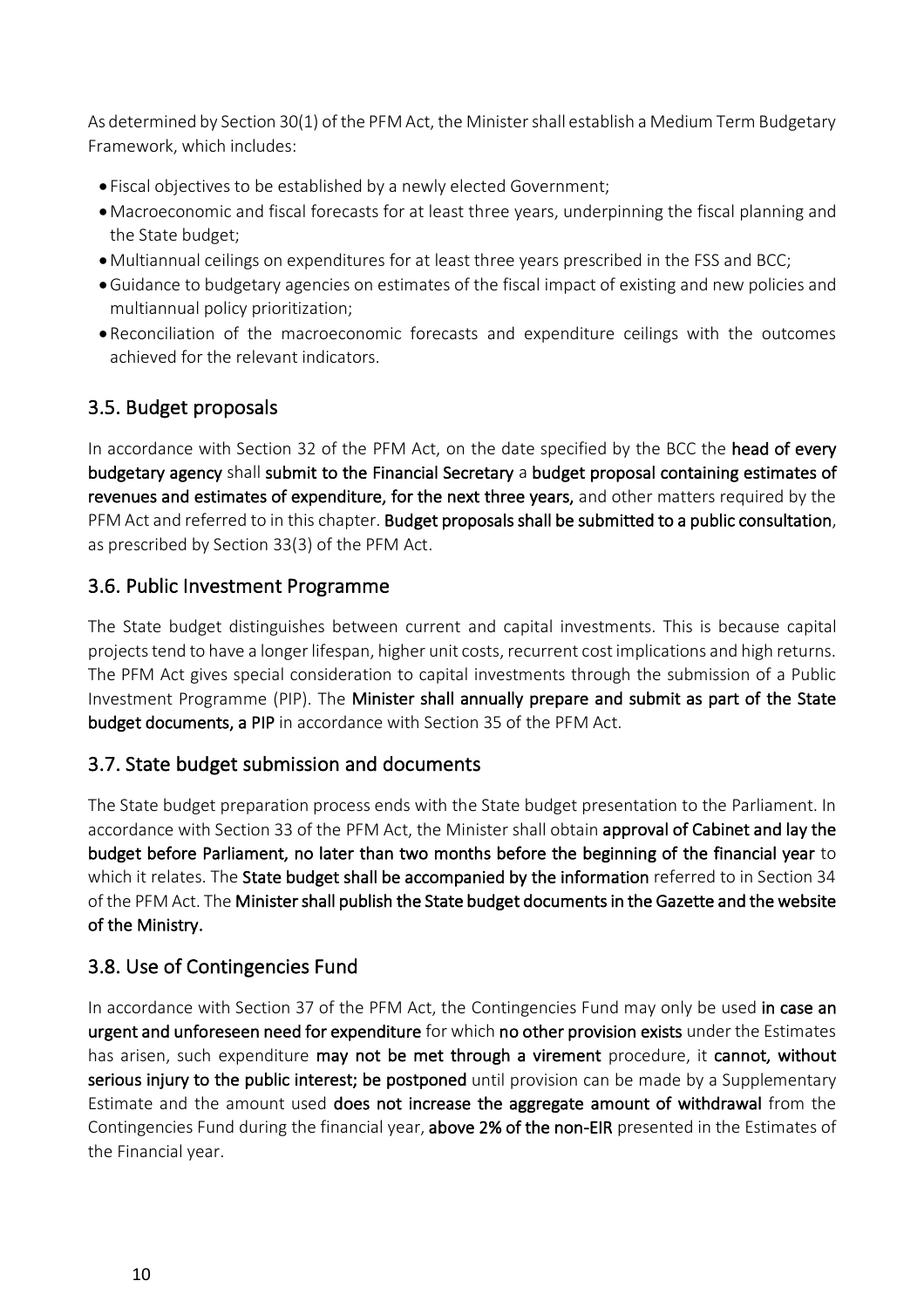As determined by Section 30(1) of the PFM Act, the Minister shall establish a Medium Term Budgetary Framework, which includes:

- Fiscal objectives to be established by a newly elected Government;
- Macroeconomic and fiscal forecasts for at least three years, underpinning the fiscal planning and the State budget;
- Multiannual ceilings on expenditures for at least three years prescribed in the FSS and BCC;
- Guidance to budgetary agencies on estimates of the fiscal impact of existing and new policies and multiannual policy prioritization;
- Reconciliation of the macroeconomic forecasts and expenditure ceilings with the outcomes achieved for the relevant indicators.

## 3.5. Budget proposals

In accordance with Section 32 of the PFM Act, on the date specified by the BCC the **head of every budgetary agency** shall **submit to the Financial Secretary** a **budget proposal containing estimates of revenues and estimates of expenditure, for the next three years,** and other matters required by the PFM Act and referred to in this chapter. **Budget proposals shall be submitted to a public consultation**, as prescribed by Section 33(3) of the PFM Act.

## 3.6. Public Investment Programme

The State budget distinguishes between current and capital investments. This is because capital projects tend to have a longer lifespan, higher unit costs, recurrent cost implications and high returns. The PFM Act gives special consideration to capital investments through the submission of a Public Investment Programme (PIP). The **Minister shall annually prepare and submit as part of the State budget documents, a PIP** in accordance with Section 35 of the PFM Act.

## 3.7. State budget submission and documents

The State budget preparation process ends with the State budget presentation to the Parliament. In accordance with Section 33 of the PFM Act, the Minister shall obtain **approval of Cabinet and lay the budget before Parliament, no later than two months before the beginning of the financial year** to which it relates. The **State budget shall be accompanied by the information** referred to in Section 34 of the PFM Act. The **Minister shall publish the State budget documents in the Gazette and the website of the Ministry.**

## 3.8. Use of Contingencies Fund

In accordance with Section 37 of the PFM Act, the Contingencies Fund may only be used **in case an urgent and unforeseen need for expenditure** for which **no other provision exists** under the Estimates has arisen, such expenditure **may not be met through a virement** procedure, it **cannot, without serious injury to the public interest; be postponed** until provision can be made by a Supplementary Estimate and the amount used **does not increase the aggregate amount of withdrawal** from the Contingencies Fund during the financial year, **above 2% of the non-EIR** presented in the Estimates of the Financial year.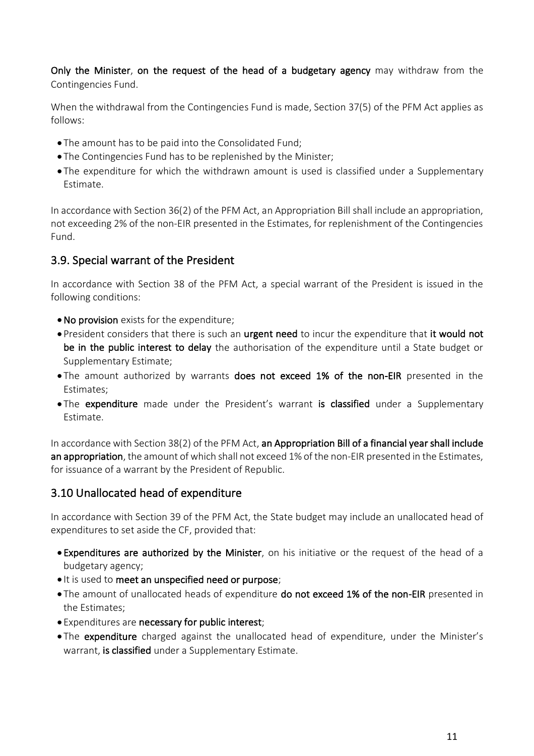**Only the Minister**, **on the request of the head of a budgetary agency** may withdraw from the Contingencies Fund.

When the withdrawal from the Contingencies Fund is made, Section 37(5) of the PFM Act applies as follows:

- The amount has to be paid into the Consolidated Fund;
- The Contingencies Fund has to be replenished by the Minister;
- The expenditure for which the withdrawn amount is used is classified under a Supplementary Estimate.

In accordance with Section 36(2) of the PFM Act, an Appropriation Bill shall include an appropriation, not exceeding 2% of the non-EIR presented in the Estimates, for replenishment of the Contingencies Fund.

## 3.9. Special warrant of the President

In accordance with Section 38 of the PFM Act, a special warrant of the President is issued in the following conditions:

- **No provision** exists for the expenditure;
- President considers that there is such an **urgent need** to incur the expenditure that **it would not be in the public interest to delay** the authorisation of the expenditure until a State budget or Supplementary Estimate;
- The amount authorized by warrants **does not exceed 1% of the non-EIR** presented in the Estimates;
- The **expenditure** made under the President's warrant **is classified** under a Supplementary Estimate.

In accordance with Section 38(2) of the PFM Act, **an Appropriation Bill of a financial year shall include an appropriation**, the amount of which shall not exceed 1% of the non-EIR presented in the Estimates, for issuance of a warrant by the President of Republic.

## 3.10 Unallocated head of expenditure

In accordance with Section 39 of the PFM Act, the State budget may include an unallocated head of expenditures to set aside the CF, provided that:

- **Expenditures are authorized by the Minister**, on his initiative or the request of the head of a budgetary agency;
- It is used to **meet an unspecified need or purpose**;
- The amount of unallocated heads of expenditure **do not exceed 1% of the non-EIR** presented in the Estimates;
- Expenditures are **necessary for public interest**;
- The **expenditure** charged against the unallocated head of expenditure, under the Minister's warrant, **is classified** under a Supplementary Estimate.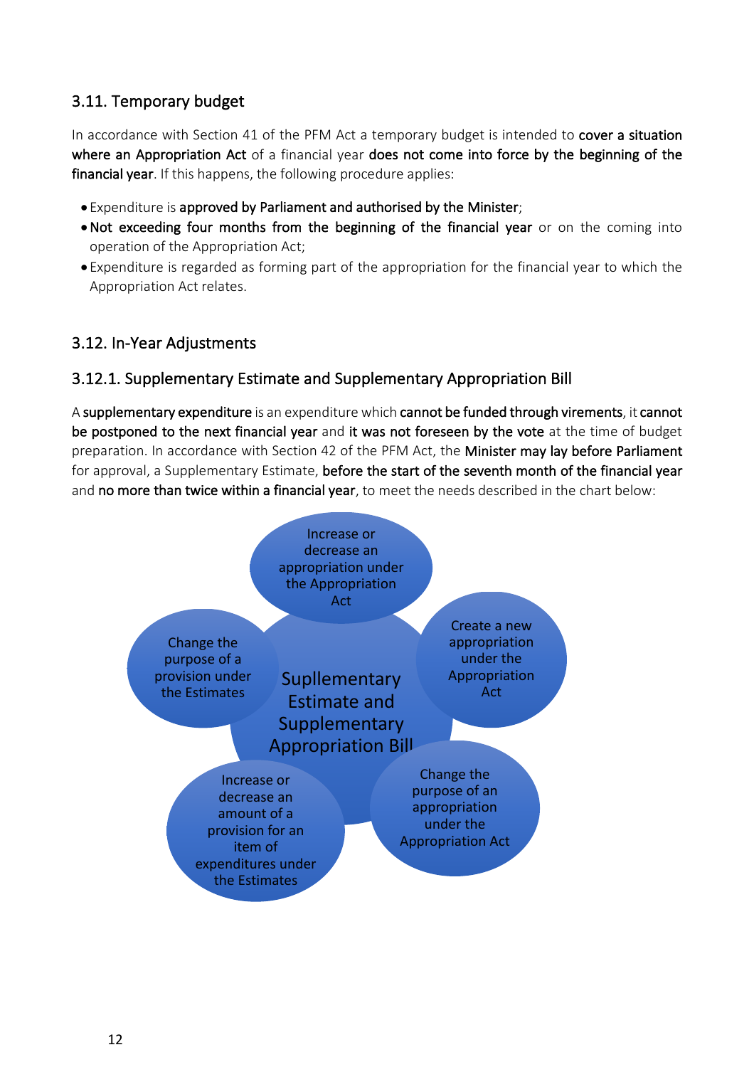## 3.11. Temporary budget

In accordance with Section 41 of the PFM Act a temporary budget is intended to **cover a situation where an Appropriation Act** of a financial year **does not come into force by the beginning of the financial year**. If this happens, the following procedure applies:

- Expenditure is **approved by Parliament and authorised by the Minister**;
- **Not exceeding four months from the beginning of the financial year** or on the coming into operation of the Appropriation Act;
- Expenditure is regarded as forming part of the appropriation for the financial year to which the Appropriation Act relates.

## 3.12. In-Year Adjustments

### 3.12.1. Supplementary Estimate and Supplementary Appropriation Bill

A **supplementary expenditure** is an expenditure which **cannot be funded through virements**, it **cannot be postponed to the next financial year** and **it was not foreseen by the vote** at the time of budget preparation. In accordance with Section 42 of the PFM Act, the **Minister may lay before Parliament** for approval, a Supplementary Estimate, **before the start of the seventh month of the financial year** and **no more than twice within a financial year**, to meet the needs described in the chart below:

Supplementary Estimate and Supplementary Appropriation Bill

- Increase or decrease an appropriation under the Appropriation Act
- Create a new appropriation under the Appropriation Act
- Change the purpose of an appropriation under the Appropriation Act
- Increase or decrease an amount of a provision for an item of expenditures under the Estimates
- Change the purpose of a provision under the Estimates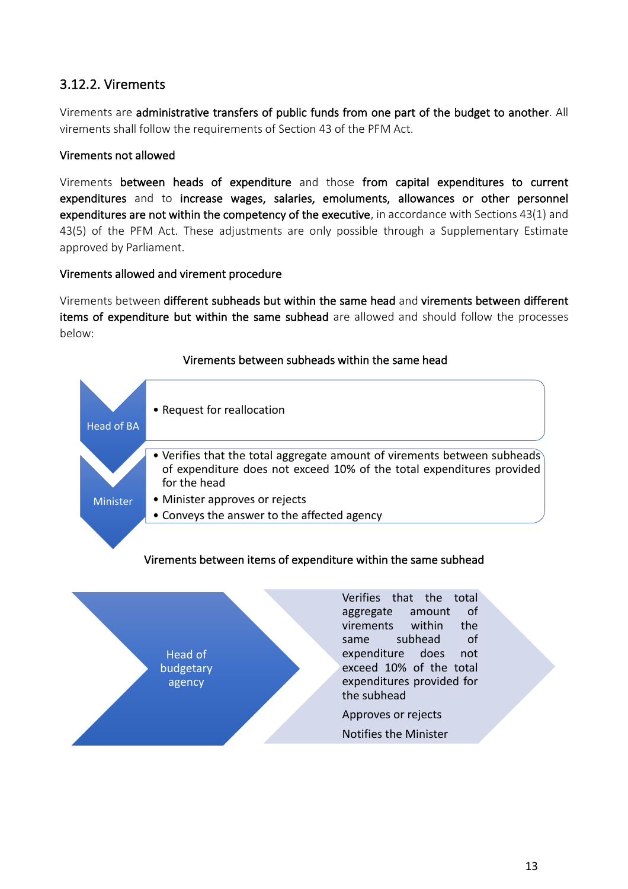### 3.12.2. Virements

Virements are **administrative transfers of public funds from one part of the budget to another**. All virements shall follow the requirements of Section 43 of the PFM Act.

**Virements not allowed**

Virements **between heads of expenditure** and those **from capital expenditures to current expenditures** and to **increase wages, salaries, emoluments, allowances or other personnel expenditures are not within the competency of the executive**, in accordance with Sections 43(1) and 43(5) of the PFM Act. These adjustments are only possible through a Supplementary Estimate approved by Parliament.

**Virements allowed and virement procedure**

Virements between **different subheads but within the same head** and **virements between different items of expenditure but within the same subhead** are allowed and should follow the processes below:

**Virements between subheads within the same head**

**Head of BA**

- Request for reallocation

**Minister**

- Verifies that the total aggregate amount of virements between subheads of expenditure does not exceed 10% of the total expenditures provided for the head
- Minister approves or rejects
- Conveys the answer to the affected agency

**Virements between items of expenditure within the same subhead**

**Head of budgetary agency**

- Verifies that the total aggregate amount of virements within the same subhead of expenditure does not exceed 10% of the total expenditures provided for the subhead
- Approves or rejects
- Notifies the Minister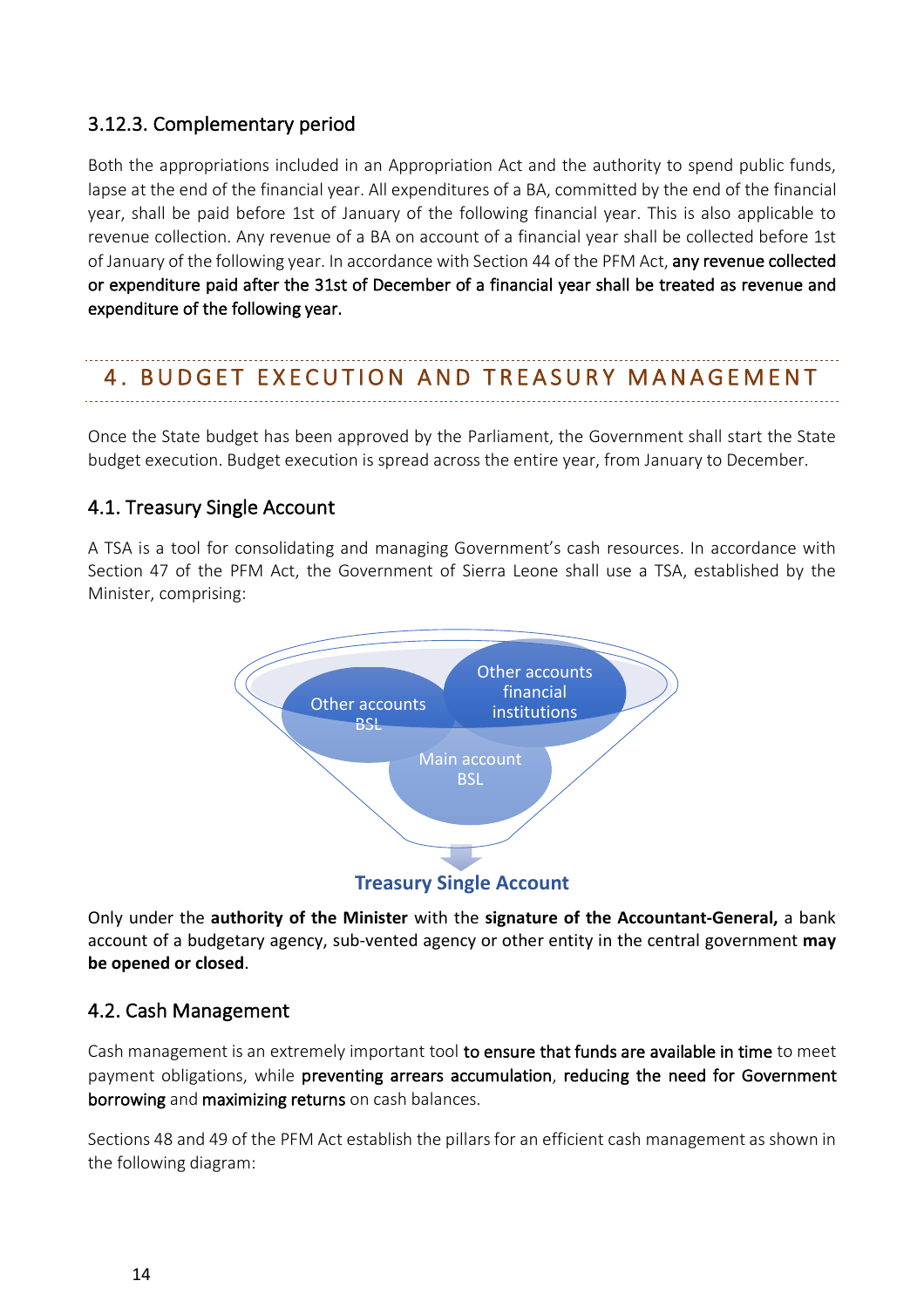### 3.12.3. Complementary period

Both the appropriations included in an Appropriation Act and the authority to spend public funds, lapse at the end of the financial year. All expenditures of a BA, committed by the end of the financial year, shall be paid before 1st of January of the following financial year. This is also applicable to revenue collection. Any revenue of a BA on account of a financial year shall be collected before 1st of January of the following year. In accordance with Section 44 of the PFM Act, any revenue collected or expenditure paid after the 31st of December of a financial year shall be treated as revenue and expenditure of the following year.

# 4. BUDGET EXECUTION AND TREASURY MANAGEMENT

Once the State budget has been approved by the Parliament, the Government shall start the State budget execution. Budget execution is spread across the entire year, from January to December.

## 4.1. Treasury Single Account

A TSA is a tool for consolidating and managing Government's cash resources. In accordance with Section 47 of the PFM Act, the Government of Sierra Leone shall use a TSA, established by the Minister, comprising:

Other accounts BSL

Other accounts financial institutions

Main account BSL

**Treasury Single Account**

Only under the **authority of the Minister** with the **signature of the Accountant-General,** a bank account of a budgetary agency, sub-vented agency or other entity in the central government **may be opened or closed**.

## 4.2. Cash Management

Cash management is an extremely important tool to ensure that funds are available in time to meet payment obligations, while preventing arrears accumulation, reducing the need for Government borrowing and maximizing returns on cash balances.

Sections 48 and 49 of the PFM Act establish the pillars for an efficient cash management as shown in the following diagram: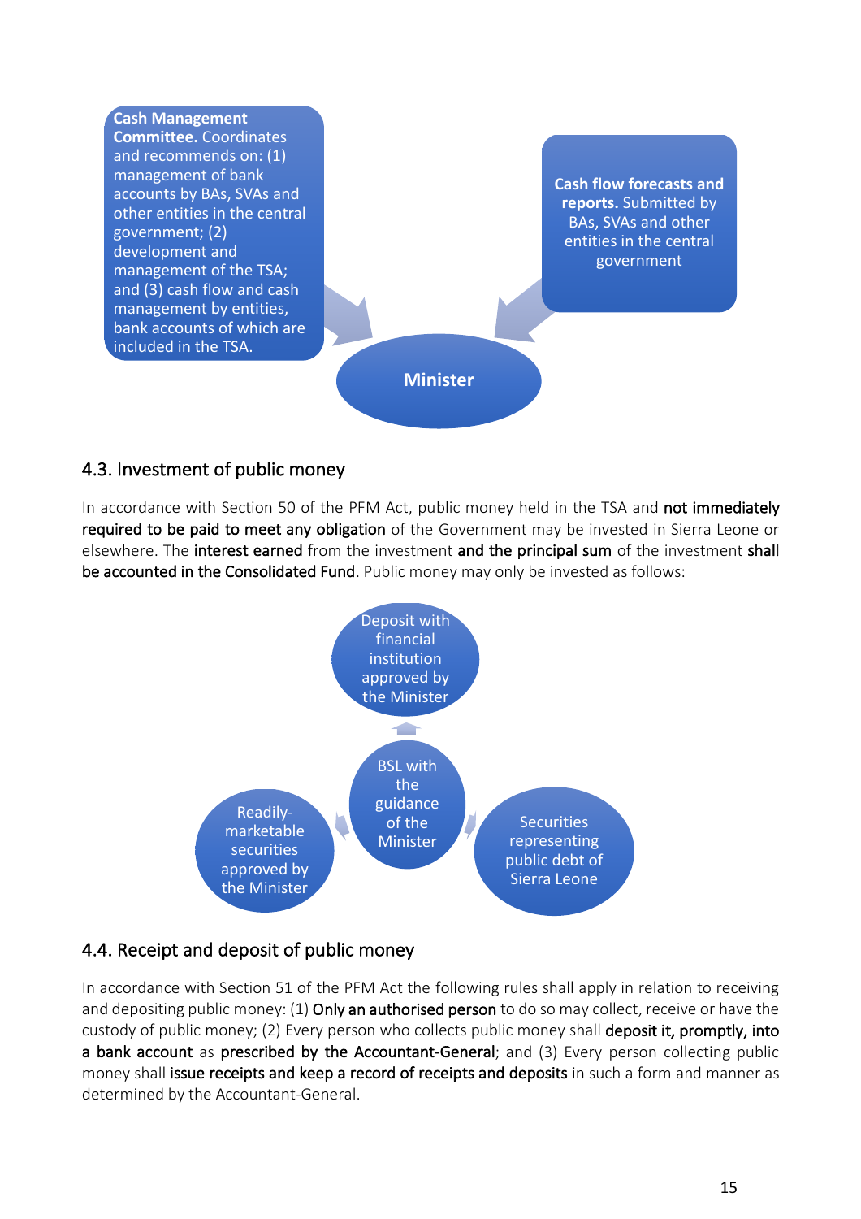**Cash Management Committee.** Coordinates and recommends on: (1) management of bank accounts by BAs, SVAs and other entities in the central government; (2) development and management of the TSA; and (3) cash flow and cash management by entities, bank accounts of which are included in the TSA.

**Cash flow forecasts and reports.** Submitted by BAs, SVAs and other entities in the central government

**Minister**

## 4.3. Investment of public money

In accordance with Section 50 of the PFM Act, public money held in the TSA and **not immediately required to be paid to meet any obligation** of the Government may be invested in Sierra Leone or elsewhere. The **interest earned** from the investment **and the principal sum** of the investment **shall be accounted in the Consolidated Fund**. Public money may only be invested as follows:

- BSL with the guidance of the Minister
  - Deposit with financial institution approved by the Minister
  - Securities representing public debt of Sierra Leone
  - Readily-marketable securities approved by the Minister

## 4.4. Receipt and deposit of public money

In accordance with Section 51 of the PFM Act the following rules shall apply in relation to receiving and depositing public money: (1) **Only an authorised person** to do so may collect, receive or have the custody of public money; (2) Every person who collects public money shall **deposit it, promptly, into a bank account** as **prescribed by the Accountant-General**; and (3) Every person collecting public money shall **issue receipts and keep a record of receipts and deposits** in such a form and manner as determined by the Accountant-General.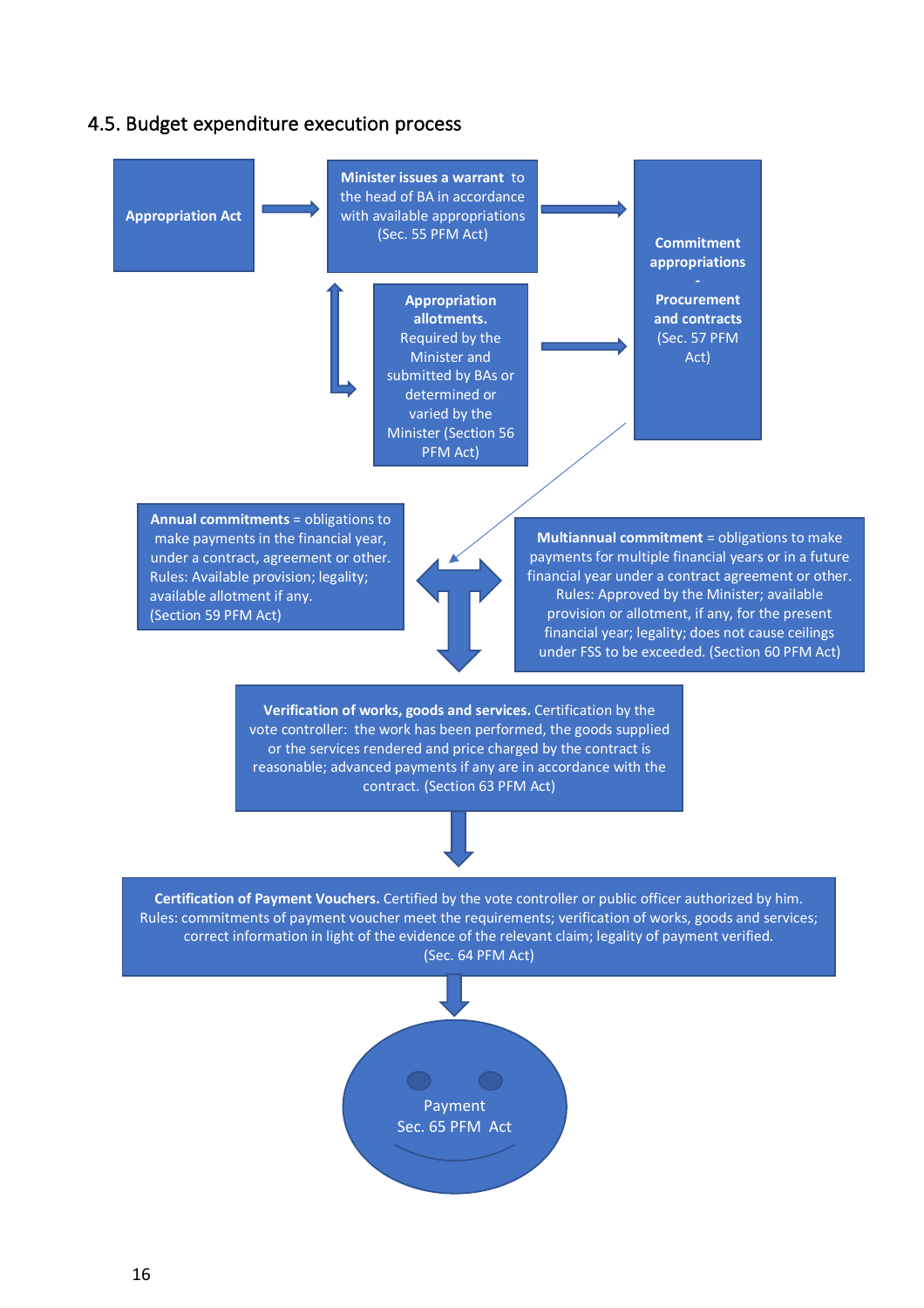## 4.5. Budget expenditure execution process

**Appropriation Act**

**Minister issues a warrant** to the head of BA in accordance with available appropriations (Sec. 55 PFM Act)

**Appropriation allotments.** Required by the Minister and submitted by BAs or determined or varied by the Minister (Section 56 PFM Act)

**Commitment appropriations - Procurement and contracts** (Sec. 57 PFM Act)

**Annual commitments** = obligations to make payments in the financial year, under a contract, agreement or other. Rules: Available provision; legality; available allotment if any. (Section 59 PFM Act)

**Multiannual commitment** = obligations to make payments for multiple financial years or in a future financial year under a contract agreement or other. Rules: Approved by the Minister; available provision or allotment, if any, for the present financial year; legality; does not cause ceilings under FSS to be exceeded. (Section 60 PFM Act)

**Verification of works, goods and services.** Certification by the vote controller: the work has been performed, the goods supplied or the services rendered and price charged by the contract is reasonable; advanced payments if any are in accordance with the contract. (Section 63 PFM Act)

**Certification of Payment Vouchers.** Certified by the vote controller or public officer authorized by him. Rules: commitments of payment voucher meet the requirements; verification of works, goods and services; correct information in light of the evidence of the relevant claim; legality of payment verified. (Sec. 64 PFM Act)

Payment
Sec. 65 PFM Act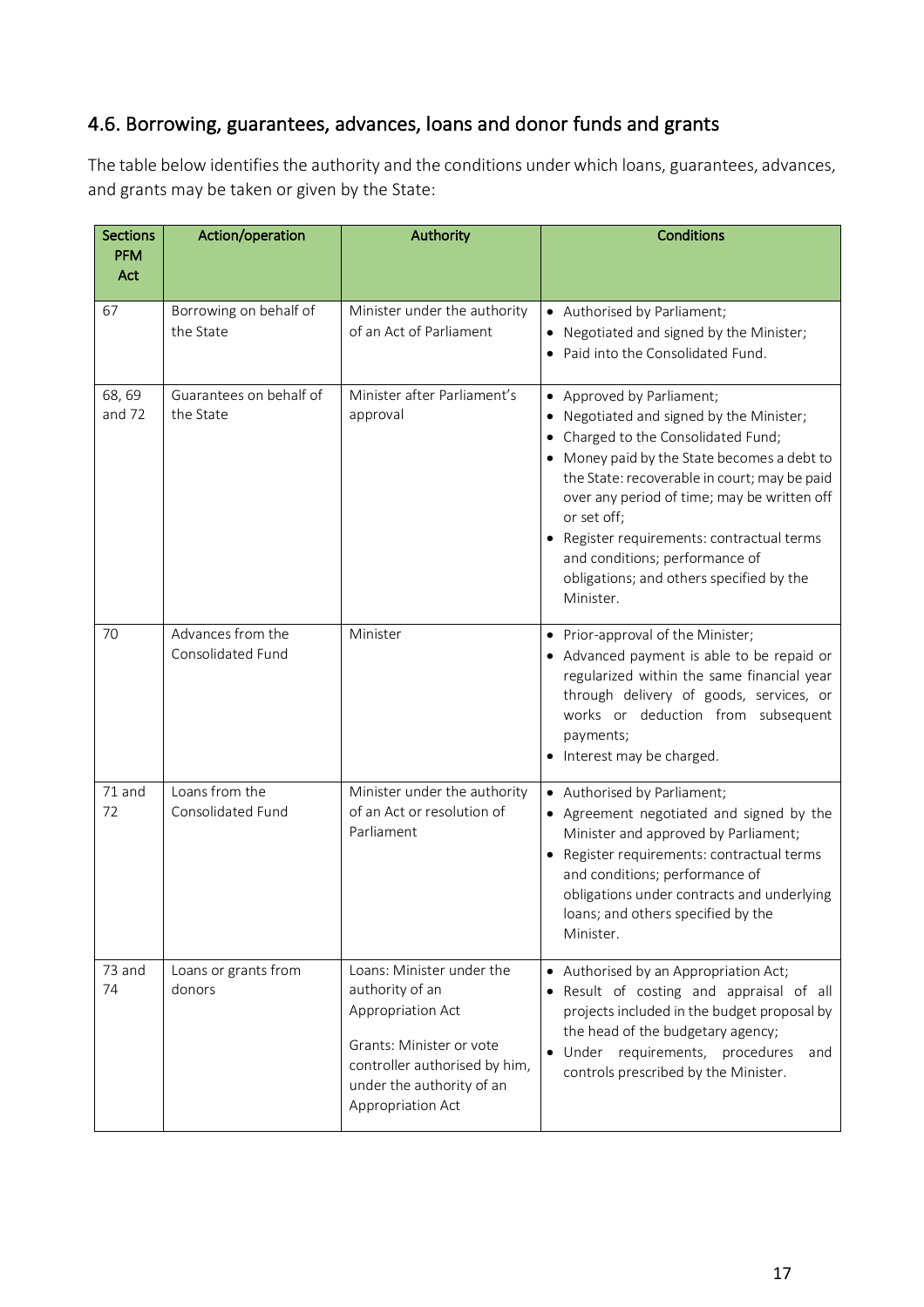## 4.6. Borrowing, guarantees, advances, loans and donor funds and grants

The table below identifies the authority and the conditions under which loans, guarantees, advances, and grants may be taken or given by the State:

| Sections PFM Act | Action/operation | Authority | Conditions |
|---|---|---|---|
| 67 | Borrowing on behalf of the State | Minister under the authority of an Act of Parliament | • Authorised by Parliament;<br>• Negotiated and signed by the Minister;<br>• Paid into the Consolidated Fund. |
| 68, 69 and 72 | Guarantees on behalf of the State | Minister after Parliament's approval | • Approved by Parliament;<br>• Negotiated and signed by the Minister;<br>• Charged to the Consolidated Fund;<br>• Money paid by the State becomes a debt to the State: recoverable in court; may be paid over any period of time; may be written off or set off;<br>• Register requirements: contractual terms and conditions; performance of obligations; and others specified by the Minister. |
| 70 | Advances from the Consolidated Fund | Minister | • Prior-approval of the Minister;<br>• Advanced payment is able to be repaid or regularized within the same financial year through delivery of goods, services, or works or deduction from subsequent payments;<br>• Interest may be charged. |
| 71 and 72 | Loans from the Consolidated Fund | Minister under the authority of an Act or resolution of Parliament | • Authorised by Parliament;<br>• Agreement negotiated and signed by the Minister and approved by Parliament;<br>• Register requirements: contractual terms and conditions; performance of obligations under contracts and underlying loans; and others specified by the Minister. |
| 73 and 74 | Loans or grants from donors | Loans: Minister under the authority of an Appropriation Act<br><br>Grants: Minister or vote controller authorised by him, under the authority of an Appropriation Act | • Authorised by an Appropriation Act;<br>• Result of costing and appraisal of all projects included in the budget proposal by the head of the budgetary agency;<br>• Under requirements, procedures and controls prescribed by the Minister. |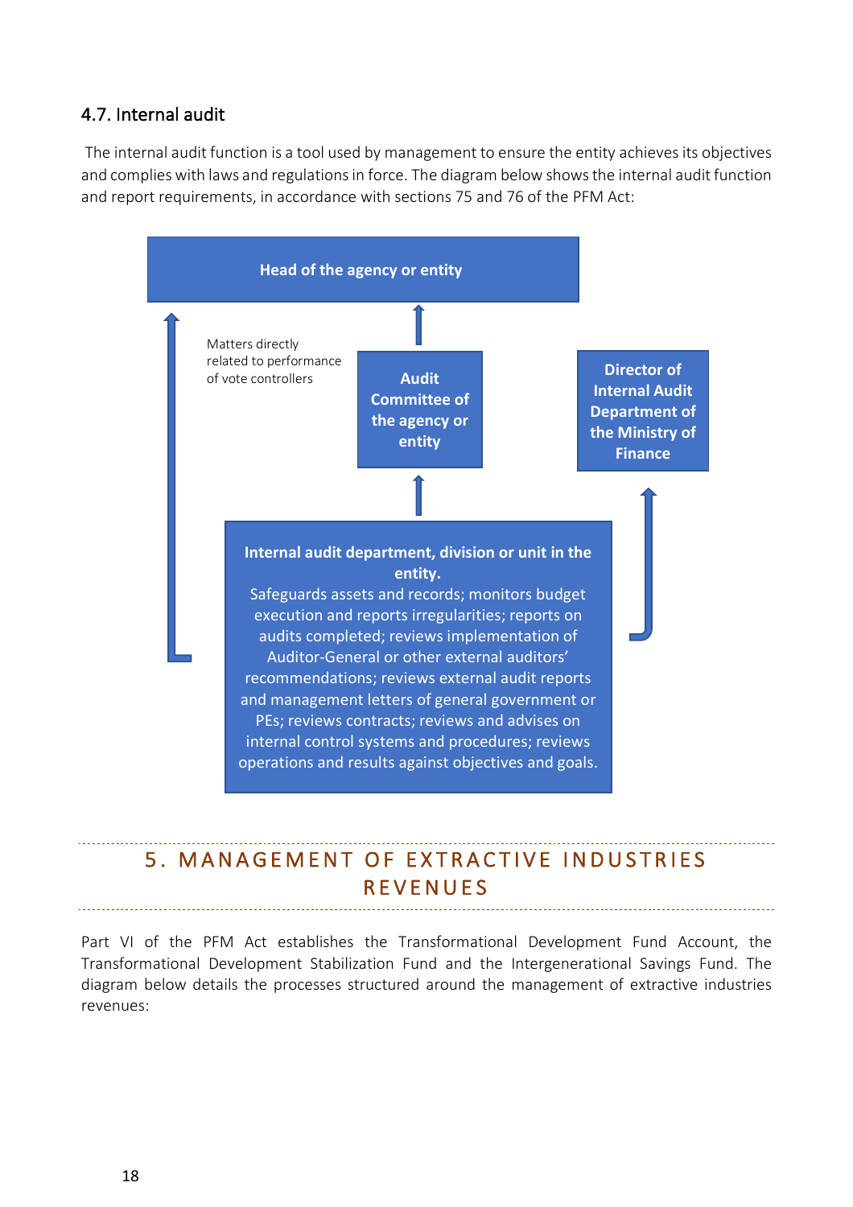### 4.7. Internal audit

The internal audit function is a tool used by management to ensure the entity achieves its objectives and complies with laws and regulations in force. The diagram below shows the internal audit function and report requirements, in accordance with sections 75 and 76 of the PFM Act:

**Head of the agency or entity**

Matters directly related to performance of vote controllers

**Audit Committee of the agency or entity**

**Director of Internal Audit Department of the Ministry of Finance**

**Internal audit department, division or unit in the entity.**
Safeguards assets and records; monitors budget execution and reports irregularities; reports on audits completed; reviews implementation of Auditor-General or other external auditors' recommendations; reviews external audit reports and management letters of general government or PEs; reviews contracts; reviews and advises on internal control systems and procedures; reviews operations and results against objectives and goals.

## 5. MANAGEMENT OF EXTRACTIVE INDUSTRIES REVENUES

Part VI of the PFM Act establishes the Transformational Development Fund Account, the Transformational Development Stabilization Fund and the Intergenerational Savings Fund. The diagram below details the processes structured around the management of extractive industries revenues: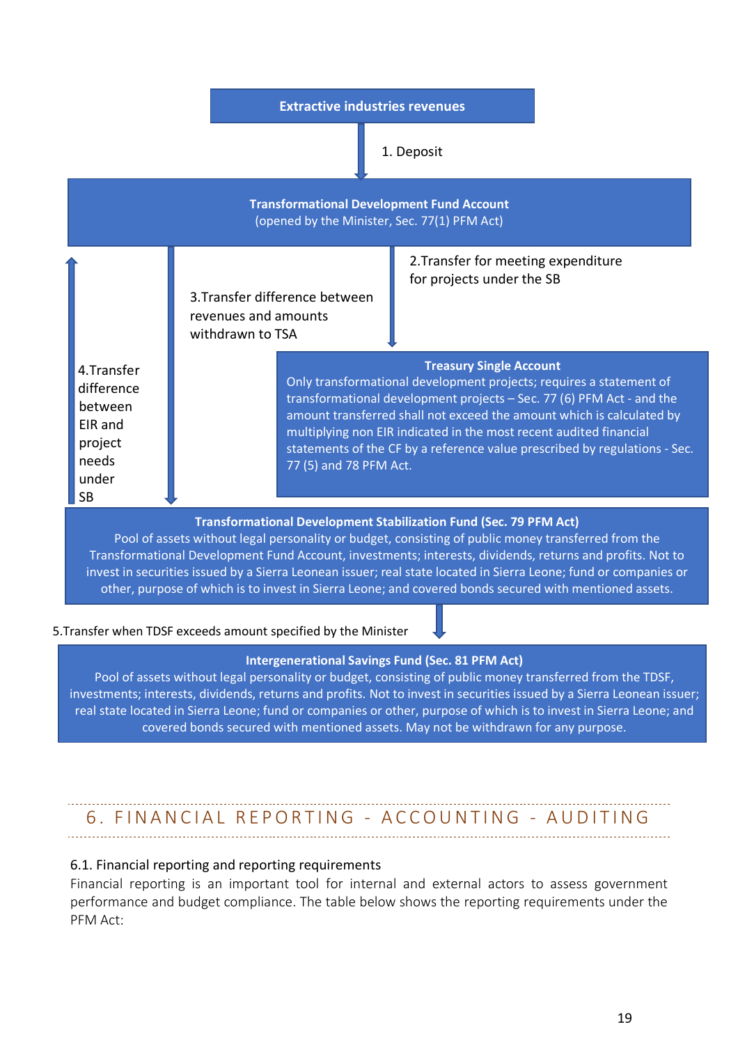**Extractive industries revenues**

1. Deposit

**Transformational Development Fund Account**
(opened by the Minister, Sec. 77(1) PFM Act)

2.Transfer for meeting expenditure for projects under the SB

3.Transfer difference between revenues and amounts withdrawn to TSA

4.Transfer difference between EIR and project needs under SB

**Treasury Single Account**
Only transformational development projects; requires a statement of transformational development projects – Sec. 77 (6) PFM Act - and the amount transferred shall not exceed the amount which is calculated by multiplying non EIR indicated in the most recent audited financial statements of the CF by a reference value prescribed by regulations - Sec. 77 (5) and 78 PFM Act.

**Transformational Development Stabilization Fund (Sec. 79 PFM Act)**
Pool of assets without legal personality or budget, consisting of public money transferred from the Transformational Development Fund Account, investments; interests, dividends, returns and profits. Not to invest in securities issued by a Sierra Leonean issuer; real state located in Sierra Leone; fund or companies or other, purpose of which is to invest in Sierra Leone; and covered bonds secured with mentioned assets.

5.Transfer when TDSF exceeds amount specified by the Minister

**Intergenerational Savings Fund (Sec. 81 PFM Act)**
Pool of assets without legal personality or budget, consisting of public money transferred from the TDSF, investments; interests, dividends, returns and profits. Not to invest in securities issued by a Sierra Leonean issuer; real state located in Sierra Leone; fund or companies or other, purpose of which is to invest in Sierra Leone; and covered bonds secured with mentioned assets. May not be withdrawn for any purpose.

# 6. FINANCIAL REPORTING - ACCOUNTING - AUDITING

## 6.1. Financial reporting and reporting requirements

Financial reporting is an important tool for internal and external actors to assess government performance and budget compliance. The table below shows the reporting requirements under the PFM Act: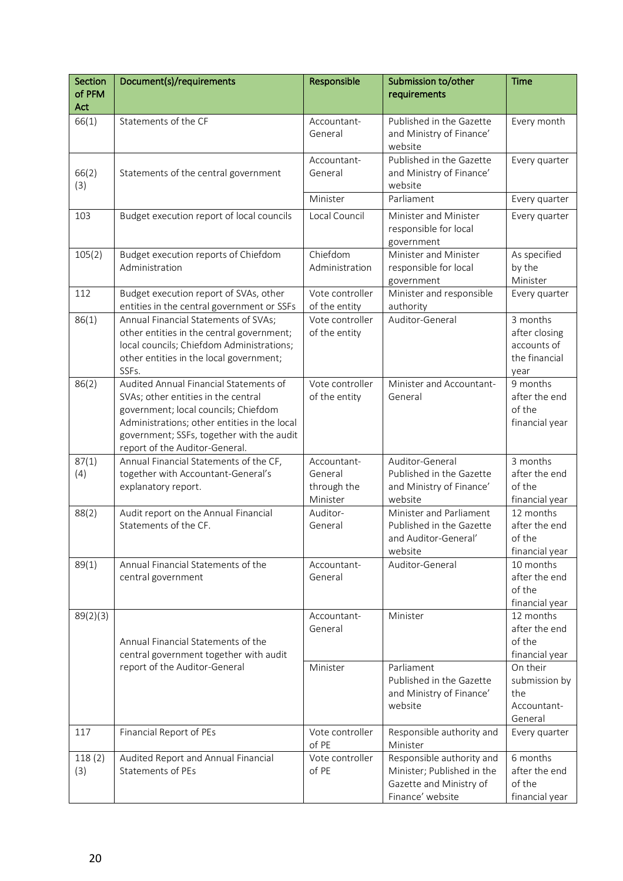| Section of PFM Act | Document(s)/requirements | Responsible | Submission to/other requirements | Time |
|---|---|---|---|---|
| 66(1) | Statements of the CF | Accountant-General | Published in the Gazette and Ministry of Finance' website | Every month |
| 66(2)(3) | Statements of the central government | Accountant-General | Published in the Gazette and Ministry of Finance' website | Every quarter |
| | | Minister | Parliament | Every quarter |
| 103 | Budget execution report of local councils | Local Council | Minister and Minister responsible for local government | Every quarter |
| 105(2) | Budget execution reports of Chiefdom Administration | Chiefdom Administration | Minister and Minister responsible for local government | As specified by the Minister |
| 112 | Budget execution report of SVAs, other entities in the central government or SSFs | Vote controller of the entity | Minister and responsible authority | Every quarter |
| 86(1) | Annual Financial Statements of SVAs; other entities in the central government; local councils; Chiefdom Administrations; other entities in the local government; SSFs. | Vote controller of the entity | Auditor-General | 3 months after closing accounts of the financial year |
| 86(2) | Audited Annual Financial Statements of SVAs; other entities in the central government; local councils; Chiefdom Administrations; other entities in the local government; SSFs, together with the audit report of the Auditor-General. | Vote controller of the entity | Minister and Accountant-General | 9 months after the end of the financial year |
| 87(1)(4) | Annual Financial Statements of the CF, together with Accountant-General's explanatory report. | Accountant-General through the Minister | Auditor-General Published in the Gazette and Ministry of Finance' website | 3 months after the end of the financial year |
| 88(2) | Audit report on the Annual Financial Statements of the CF. | Auditor-General | Minister and Parliament Published in the Gazette and Auditor-General' website | 12 months after the end of the financial year |
| 89(1) | Annual Financial Statements of the central government | Accountant-General | Auditor-General | 10 months after the end of the financial year |
| 89(2)(3) | Annual Financial Statements of the central government together with audit report of the Auditor-General | Accountant-General | Minister | 12 months after the end of the financial year |
| | | Minister | Parliament Published in the Gazette and Ministry of Finance' website | On their submission by the Accountant-General |
| 117 | Financial Report of PEs | Vote controller of PE | Responsible authority and Minister | Every quarter |
| 118 (2)(3) | Audited Report and Annual Financial Statements of PEs | Vote controller of PE | Responsible authority and Minister; Published in the Gazette and Ministry of Finance' website | 6 months after the end of the financial year |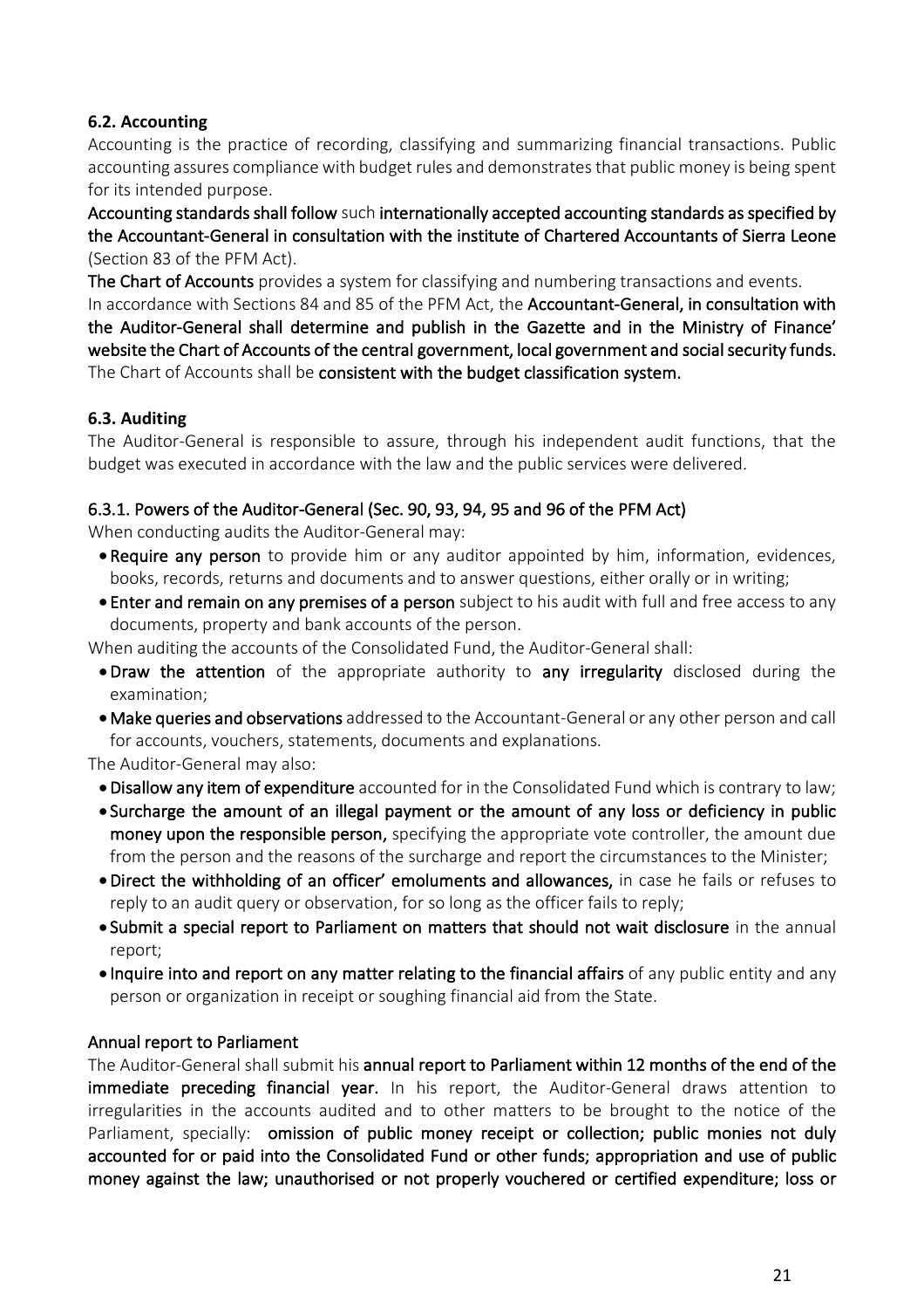### 6.2. Accounting

Accounting is the practice of recording, classifying and summarizing financial transactions. Public accounting assures compliance with budget rules and demonstrates that public money is being spent for its intended purpose.

**Accounting standards shall follow** such **internationally accepted accounting standards as specified by the Accountant-General in consultation with the institute of Chartered Accountants of Sierra Leone** (Section 83 of the PFM Act).

**The Chart of Accounts** provides a system for classifying and numbering transactions and events.

In accordance with Sections 84 and 85 of the PFM Act, the **Accountant-General, in consultation with the Auditor-General shall determine and publish in the Gazette and in the Ministry of Finance' website the Chart of Accounts of the central government, local government and social security funds.** The Chart of Accounts shall be **consistent with the budget classification system.**

### 6.3. Auditing

The Auditor-General is responsible to assure, through his independent audit functions, that the budget was executed in accordance with the law and the public services were delivered.

#### 6.3.1. Powers of the Auditor-General (Sec. 90, 93, 94, 95 and 96 of the PFM Act)

When conducting audits the Auditor-General may:

- **Require any person** to provide him or any auditor appointed by him, information, evidences, books, records, returns and documents and to answer questions, either orally or in writing;
- **Enter and remain on any premises of a person** subject to his audit with full and free access to any documents, property and bank accounts of the person.

When auditing the accounts of the Consolidated Fund, the Auditor-General shall:

- **Draw the attention** of the appropriate authority to **any irregularity** disclosed during the examination;
- **Make queries and observations** addressed to the Accountant-General or any other person and call for accounts, vouchers, statements, documents and explanations.

The Auditor-General may also:

- **Disallow any item of expenditure** accounted for in the Consolidated Fund which is contrary to law;
- **Surcharge the amount of an illegal payment or the amount of any loss or deficiency in public money upon the responsible person,** specifying the appropriate vote controller, the amount due from the person and the reasons of the surcharge and report the circumstances to the Minister;
- **Direct the withholding of an officer' emoluments and allowances,** in case he fails or refuses to reply to an audit query or observation, for so long as the officer fails to reply;
- **Submit a special report to Parliament on matters that should not wait disclosure** in the annual report;
- **Inquire into and report on any matter relating to the financial affairs** of any public entity and any person or organization in receipt or soughing financial aid from the State.

#### Annual report to Parliament

The Auditor-General shall submit his **annual report to Parliament within 12 months of the end of the immediate preceding financial year.** In his report, the Auditor-General draws attention to irregularities in the accounts audited and to other matters to be brought to the notice of the Parliament, specially: **omission of public money receipt or collection; public monies not duly accounted for or paid into the Consolidated Fund or other funds; appropriation and use of public money against the law; unauthorised or not properly vouchered or certified expenditure; loss or**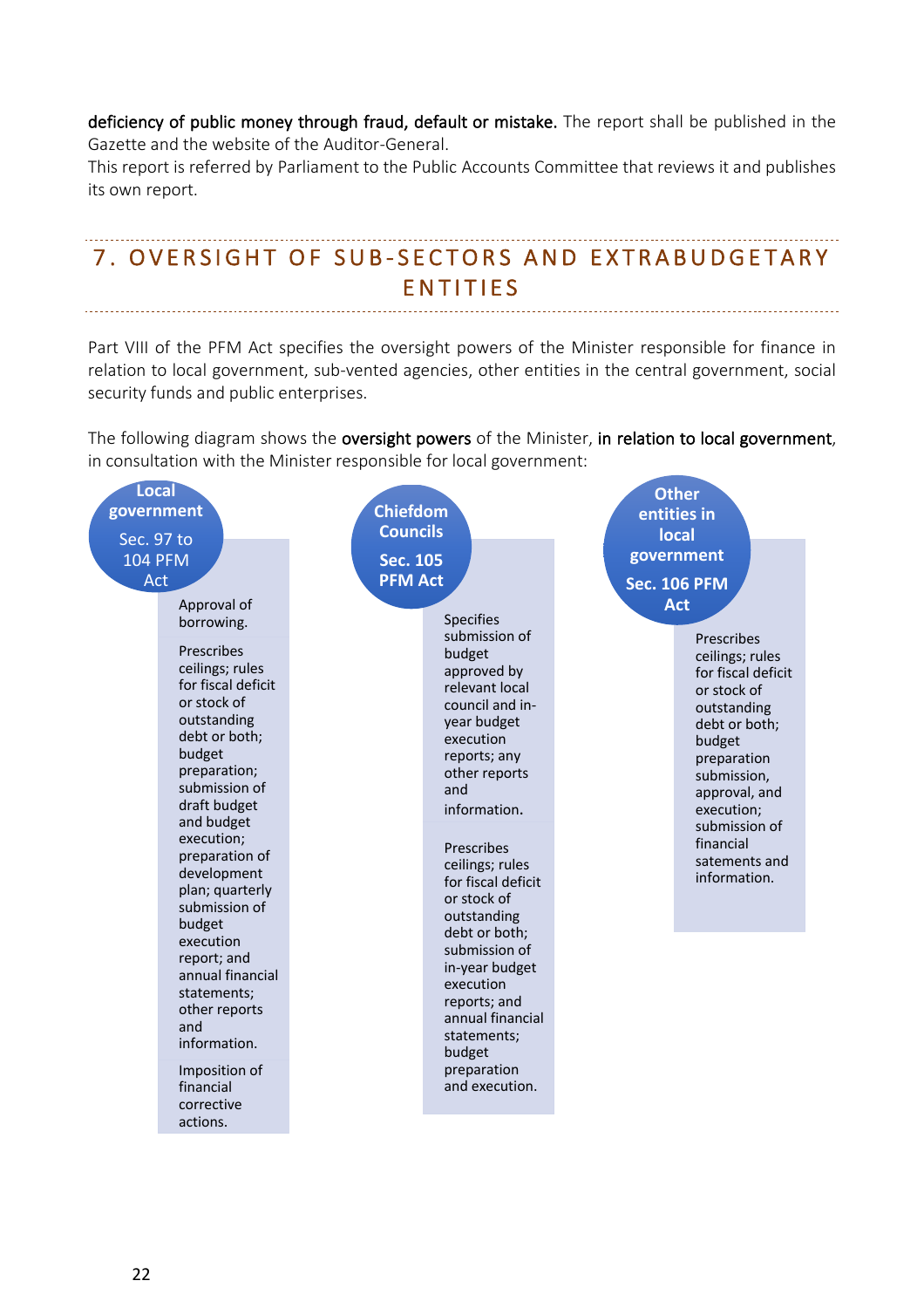**deficiency of public money through fraud, default or mistake.** The report shall be published in the Gazette and the website of the Auditor-General.
This report is referred by Parliament to the Public Accounts Committee that reviews it and publishes its own report.

## 7. OVERSIGHT OF SUB-SECTORS AND EXTRABUDGETARY ENTITIES

Part VIII of the PFM Act specifies the oversight powers of the Minister responsible for finance in relation to local government, sub-vented agencies, other entities in the central government, social security funds and public enterprises.

The following diagram shows the **oversight powers** of the Minister, **in relation to local government**, in consultation with the Minister responsible for local government:

**Local government** Sec. 97 to 104 PFM Act

- Approval of borrowing.
- Prescribes ceilings; rules for fiscal deficit or stock of outstanding debt or both; budget preparation; submission of draft budget and budget execution; preparation of development plan; quarterly submission of budget execution report; and annual financial statements; other reports and information.
- Imposition of financial corrective actions.

**Chiefdom Councils** **Sec. 105 PFM Act**

- Specifies submission of budget approved by relevant local council and in-year budget execution reports; any other reports and information.
- Prescribes ceilings; rules for fiscal deficit or stock of outstanding debt or both; submission of in-year budget execution reports; and annual financial statements; budget preparation and execution.

**Other entities in local government** **Sec. 106 PFM Act**

- Prescribes ceilings; rules for fiscal deficit or stock of outstanding debt or both; budget preparation submission, approval, and execution; submission of financial satements and information.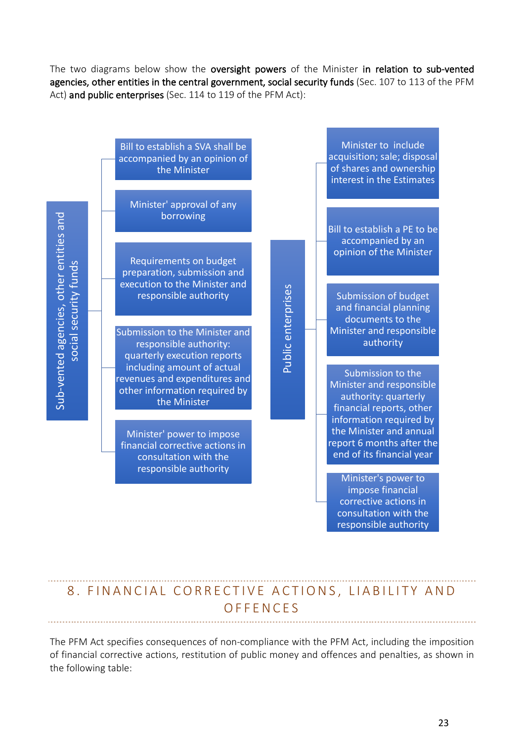The two diagrams below show the **oversight powers** of the Minister **in relation to sub-vented agencies, other entities in the central government, social security funds** (Sec. 107 to 113 of the PFM Act) **and public enterprises** (Sec. 114 to 119 of the PFM Act):

**Sub-vented agencies, other entities and social security funds**

- Bill to establish a SVA shall be accompanied by an opinion of the Minister
- Minister' approval of any borrowing
- Requirements on budget preparation, submission and execution to the Minister and responsible authority
- Submission to the Minister and responsible authority: quarterly execution reports including amount of actual revenues and expenditures and other information required by the Minister
- Minister' power to impose financial corrective actions in consultation with the responsible authority

**Public enterprises**

- Minister to include acquisition; sale; disposal of shares and ownership interest in the Estimates
- Bill to establish a PE to be accompanied by an opinion of the Minister
- Submission of budget and financial planning documents to the Minister and responsible authority
- Submission to the Minister and responsible authority: quarterly financial reports, other information required by the Minister and annual report 6 months after the end of its financial year
- Minister's power to impose financial corrective actions in consultation with the responsible authority

## 8. FINANCIAL CORRECTIVE ACTIONS, LIABILITY AND OFFENCES

The PFM Act specifies consequences of non-compliance with the PFM Act, including the imposition of financial corrective actions, restitution of public money and offences and penalties, as shown in the following table: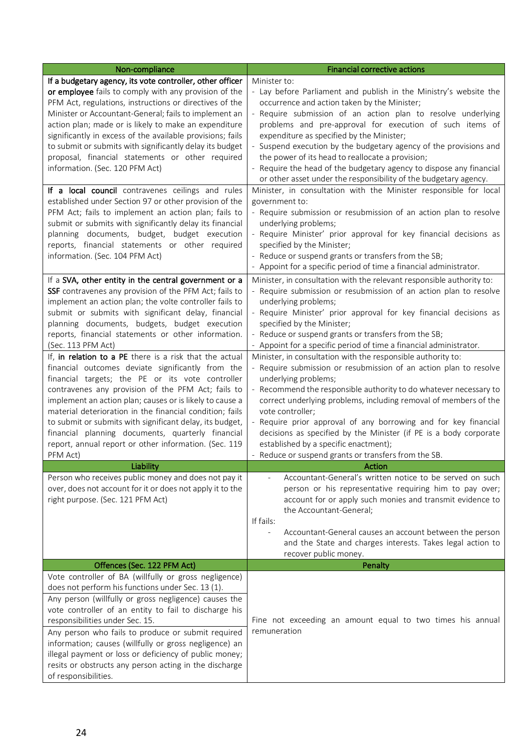| Non-compliance | Financial corrective actions |
|---|---|
| If a **budgetary agency, its vote controller, other officer or employee** fails to comply with any provision of the PFM Act, regulations, instructions or directives of the Minister or Accountant-General; fails to implement an action plan; made or is likely to make an expenditure significantly in excess of the available provisions; fails to submit or submits with significantly delay its budget proposal, financial statements or other required information. (Sec. 120 PFM Act) | Minister to:<br>- Lay before Parliament and publish in the Ministry's website the occurrence and action taken by the Minister;<br>- Require submission of an action plan to resolve underlying problems and pre-approval for execution of such items of expenditure as specified by the Minister;<br>- Suspend execution by the budgetary agency of the provisions and the power of its head to reallocate a provision;<br>- Require the head of the budgetary agency to dispose any financial or other asset under the responsibility of the budgetary agency. |
| If **a local council** contravenes ceilings and rules established under Section 97 or other provision of the PFM Act; fails to implement an action plan; fails to submit or submits with significantly delay its financial planning documents, budget, budget execution reports, financial statements or other required information. (Sec. 104 PFM Act) | Minister, in consultation with the Minister responsible for local government to:<br>- Require submission or resubmission of an action plan to resolve underlying problems;<br>- Require Minister' prior approval for key financial decisions as specified by the Minister;<br>- Reduce or suspend grants or transfers from the SB;<br>- Appoint for a specific period of time a financial administrator. |
| If a **SVA, other entity in the central government or a SSF** contravenes any provision of the PFM Act; fails to implement an action plan; the volte controller fails to submit or submits with significant delay, financial planning documents, budgets, budget execution reports, financial statements or other information. (Sec. 113 PFM Act) | Minister, in consultation with the relevant responsible authority to:<br>- Require submission or resubmission of an action plan to resolve underlying problems;<br>- Require Minister' prior approval for key financial decisions as specified by the Minister;<br>- Reduce or suspend grants or transfers from the SB;<br>- Appoint for a specific period of time a financial administrator. |
| If, **in relation to a PE** there is a risk that the actual financial outcomes deviate significantly from the financial targets; the PE or its vote controller contravenes any provision of the PFM Act; fails to implement an action plan; causes or is likely to cause a material deterioration in the financial condition; fails to submit or submits with significant delay, its budget, financial planning documents, quarterly financial report, annual report or other information. (Sec. 119 PFM Act) | Minister, in consultation with the responsible authority to:<br>- Require submission or resubmission of an action plan to resolve underlying problems;<br>- Recommend the responsible authority to do whatever necessary to correct underlying problems, including removal of members of the vote controller;<br>- Require prior approval of any borrowing and for key financial decisions as specified by the Minister (if PE is a body corporate established by a specific enactment);<br>- Reduce or suspend grants or transfers from the SB. |
| **Liability** | **Action** |
| Person who receives public money and does not pay it over, does not account for it or does not apply it to the right purpose. (Sec. 121 PFM Act) | - Accountant-General's written notice to be served on such person or his representative requiring him to pay over; account for or apply such monies and transmit evidence to the Accountant-General;<br>If fails:<br>- Accountant-General causes an account between the person and the State and charges interests. Takes legal action to recover public money. |
| **Offences (Sec. 122 PFM Act)** | **Penalty** |
| Vote controller of BA (willfully or gross negligence) does not perform his functions under Sec. 13 (1).<br>Any person (willfully or gross negligence) causes the vote controller of an entity to fail to discharge his responsibilities under Sec. 15.<br>Any person who fails to produce or submit required information; causes (willfully or gross negligence) an illegal payment or loss or deficiency of public money; resits or obstructs any person acting in the discharge of responsibilities. | Fine not exceeding an amount equal to two times his annual remuneration |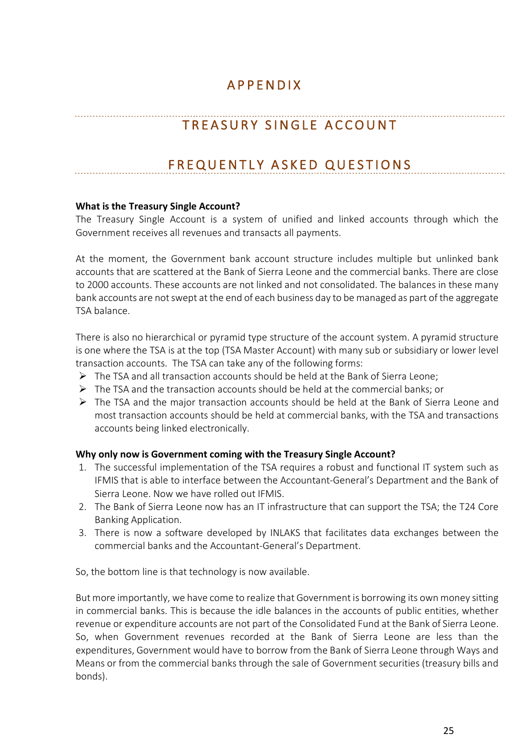# APPENDIX

## TREASURY SINGLE ACCOUNT

## FREQUENTLY ASKED QUESTIONS

**What is the Treasury Single Account?**

The Treasury Single Account is a system of unified and linked accounts through which the Government receives all revenues and transacts all payments.

At the moment, the Government bank account structure includes multiple but unlinked bank accounts that are scattered at the Bank of Sierra Leone and the commercial banks. There are close to 2000 accounts. These accounts are not linked and not consolidated. The balances in these many bank accounts are not swept at the end of each business day to be managed as part of the aggregate TSA balance.

There is also no hierarchical or pyramid type structure of the account system. A pyramid structure is one where the TSA is at the top (TSA Master Account) with many sub or subsidiary or lower level transaction accounts. The TSA can take any of the following forms:

- The TSA and all transaction accounts should be held at the Bank of Sierra Leone;
- The TSA and the transaction accounts should be held at the commercial banks; or
- The TSA and the major transaction accounts should be held at the Bank of Sierra Leone and most transaction accounts should be held at commercial banks, with the TSA and transactions accounts being linked electronically.

**Why only now is Government coming with the Treasury Single Account?**

1. The successful implementation of the TSA requires a robust and functional IT system such as IFMIS that is able to interface between the Accountant-General's Department and the Bank of Sierra Leone. Now we have rolled out IFMIS.
2. The Bank of Sierra Leone now has an IT infrastructure that can support the TSA; the T24 Core Banking Application.
3. There is now a software developed by INLAKS that facilitates data exchanges between the commercial banks and the Accountant-General's Department.

So, the bottom line is that technology is now available.

But more importantly, we have come to realize that Government is borrowing its own money sitting in commercial banks. This is because the idle balances in the accounts of public entities, whether revenue or expenditure accounts are not part of the Consolidated Fund at the Bank of Sierra Leone. So, when Government revenues recorded at the Bank of Sierra Leone are less than the expenditures, Government would have to borrow from the Bank of Sierra Leone through Ways and Means or from the commercial banks through the sale of Government securities (treasury bills and bonds).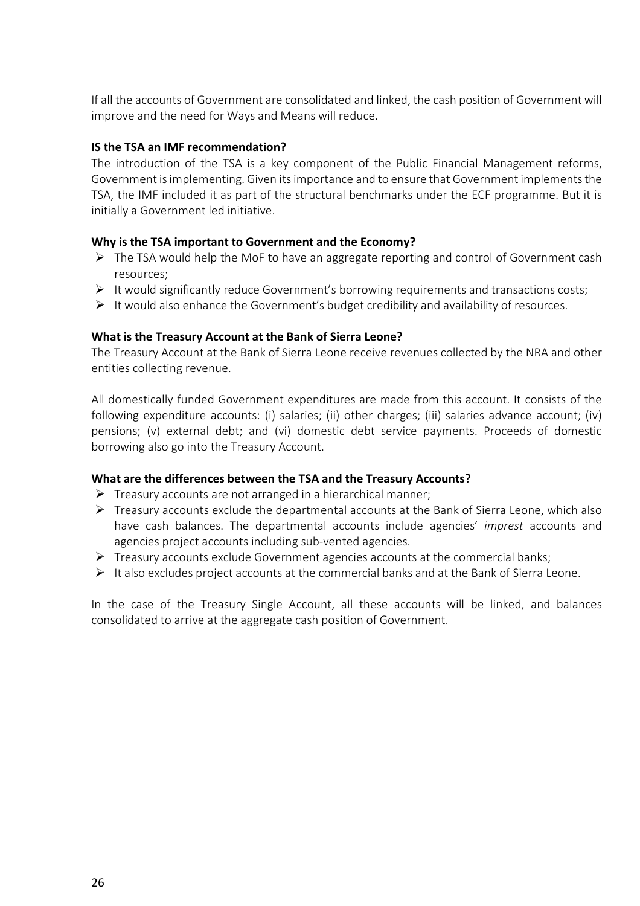If all the accounts of Government are consolidated and linked, the cash position of Government will improve and the need for Ways and Means will reduce.

**IS the TSA an IMF recommendation?**

The introduction of the TSA is a key component of the Public Financial Management reforms, Government is implementing. Given its importance and to ensure that Government implements the TSA, the IMF included it as part of the structural benchmarks under the ECF programme. But it is initially a Government led initiative.

**Why is the TSA important to Government and the Economy?**

- The TSA would help the MoF to have an aggregate reporting and control of Government cash resources;
- It would significantly reduce Government's borrowing requirements and transactions costs;
- It would also enhance the Government's budget credibility and availability of resources.

**What is the Treasury Account at the Bank of Sierra Leone?**

The Treasury Account at the Bank of Sierra Leone receive revenues collected by the NRA and other entities collecting revenue.

All domestically funded Government expenditures are made from this account. It consists of the following expenditure accounts: (i) salaries; (ii) other charges; (iii) salaries advance account; (iv) pensions; (v) external debt; and (vi) domestic debt service payments. Proceeds of domestic borrowing also go into the Treasury Account.

**What are the differences between the TSA and the Treasury Accounts?**

- Treasury accounts are not arranged in a hierarchical manner;
- Treasury accounts exclude the departmental accounts at the Bank of Sierra Leone, which also have cash balances. The departmental accounts include agencies' *imprest* accounts and agencies project accounts including sub-vented agencies.
- Treasury accounts exclude Government agencies accounts at the commercial banks;
- It also excludes project accounts at the commercial banks and at the Bank of Sierra Leone.

In the case of the Treasury Single Account, all these accounts will be linked, and balances consolidated to arrive at the aggregate cash position of Government.